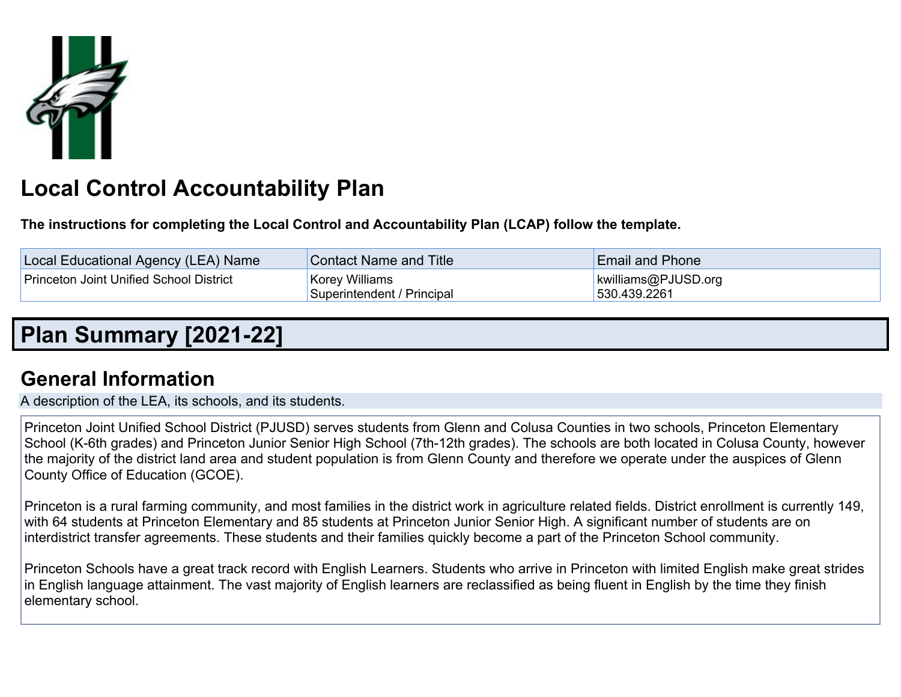# Local Control Accountability Plan

**The instructions for completing the Local Control and Accountability Plan (LCAP) follow the template.**

| Local Educational Agency (LEA) Name | Contact Name and Title | Email and Phone |
| --- | --- | --- |
| Princeton Joint Unified School District | Korey Williams<br>Superintendent / Principal | kwilliams@PJUSD.org<br>530.439.2261 |

# Plan Summary [2021-22]

## General Information

A description of the LEA, its schools, and its students.

Princeton Joint Unified School District (PJUSD) serves students from Glenn and Colusa Counties in two schools, Princeton Elementary School (K-6th grades) and Princeton Junior Senior High School (7th-12th grades). The schools are both located in Colusa County, however the majority of the district land area and student population is from Glenn County and therefore we operate under the auspices of Glenn County Office of Education (GCOE).

Princeton is a rural farming community, and most families in the district work in agriculture related fields. District enrollment is currently 149, with 64 students at Princeton Elementary and 85 students at Princeton Junior Senior High. A significant number of students are on interdistrict transfer agreements. These students and their families quickly become a part of the Princeton School community.

Princeton Schools have a great track record with English Learners. Students who arrive in Princeton with limited English make great strides in English language attainment. The vast majority of English learners are reclassified as being fluent in English by the time they finish elementary school.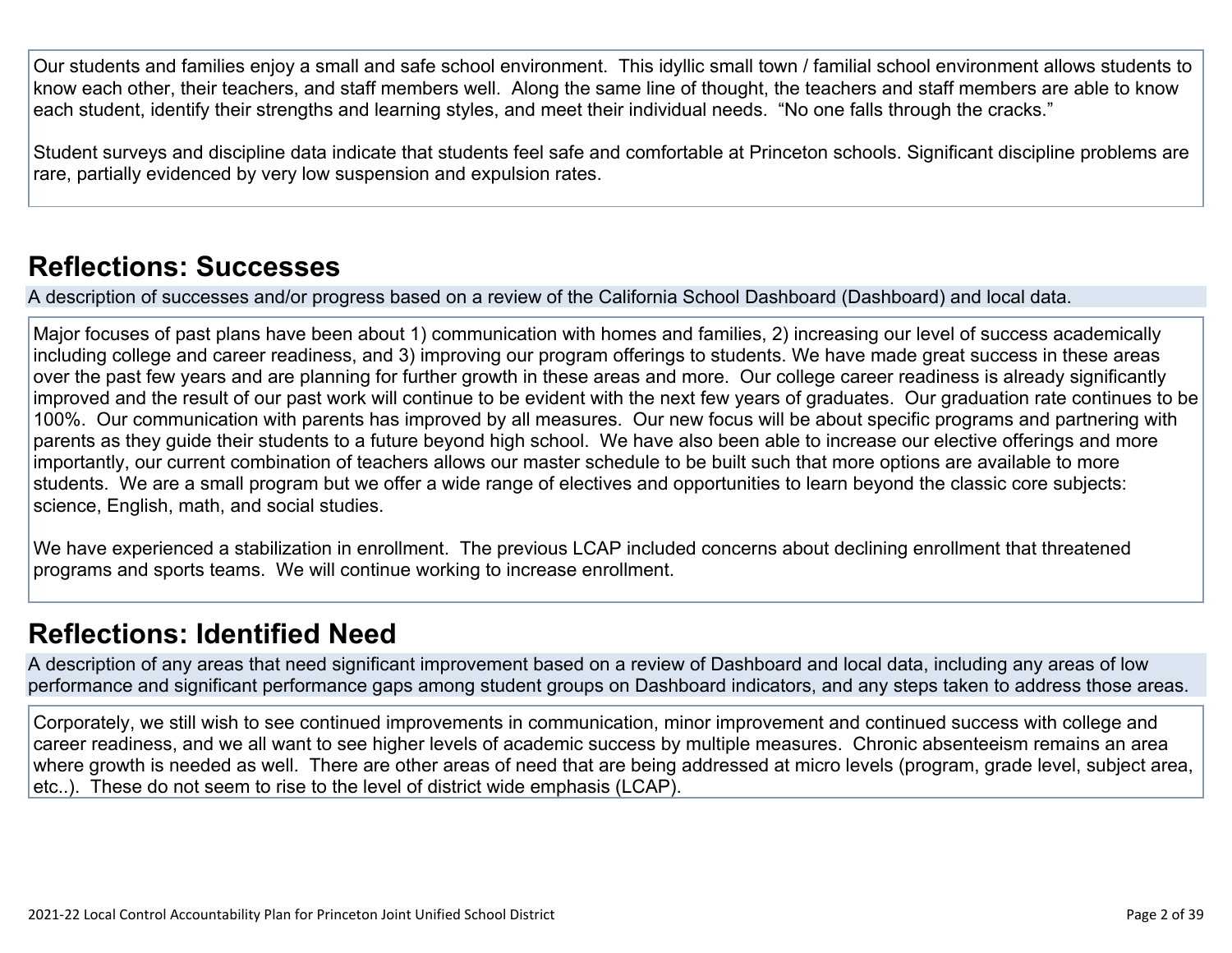Our students and families enjoy a small and safe school environment. This idyllic small town / familial school environment allows students to know each other, their teachers, and staff members well. Along the same line of thought, the teachers and staff members are able to know each student, identify their strengths and learning styles, and meet their individual needs. "No one falls through the cracks."

Student surveys and discipline data indicate that students feel safe and comfortable at Princeton schools. Significant discipline problems are rare, partially evidenced by very low suspension and expulsion rates.

## Reflections: Successes

A description of successes and/or progress based on a review of the California School Dashboard (Dashboard) and local data.

Major focuses of past plans have been about 1) communication with homes and families, 2) increasing our level of success academically including college and career readiness, and 3) improving our program offerings to students. We have made great success in these areas over the past few years and are planning for further growth in these areas and more. Our college career readiness is already significantly improved and the result of our past work will continue to be evident with the next few years of graduates. Our graduation rate continues to be 100%. Our communication with parents has improved by all measures. Our new focus will be about specific programs and partnering with parents as they guide their students to a future beyond high school. We have also been able to increase our elective offerings and more importantly, our current combination of teachers allows our master schedule to be built such that more options are available to more students. We are a small program but we offer a wide range of electives and opportunities to learn beyond the classic core subjects: science, English, math, and social studies.

We have experienced a stabilization in enrollment. The previous LCAP included concerns about declining enrollment that threatened programs and sports teams. We will continue working to increase enrollment.

## Reflections: Identified Need

A description of any areas that need significant improvement based on a review of Dashboard and local data, including any areas of low performance and significant performance gaps among student groups on Dashboard indicators, and any steps taken to address those areas.

Corporately, we still wish to see continued improvements in communication, minor improvement and continued success with college and career readiness, and we all want to see higher levels of academic success by multiple measures. Chronic absenteeism remains an area where growth is needed as well. There are other areas of need that are being addressed at micro levels (program, grade level, subject area, etc..). These do not seem to rise to the level of district wide emphasis (LCAP).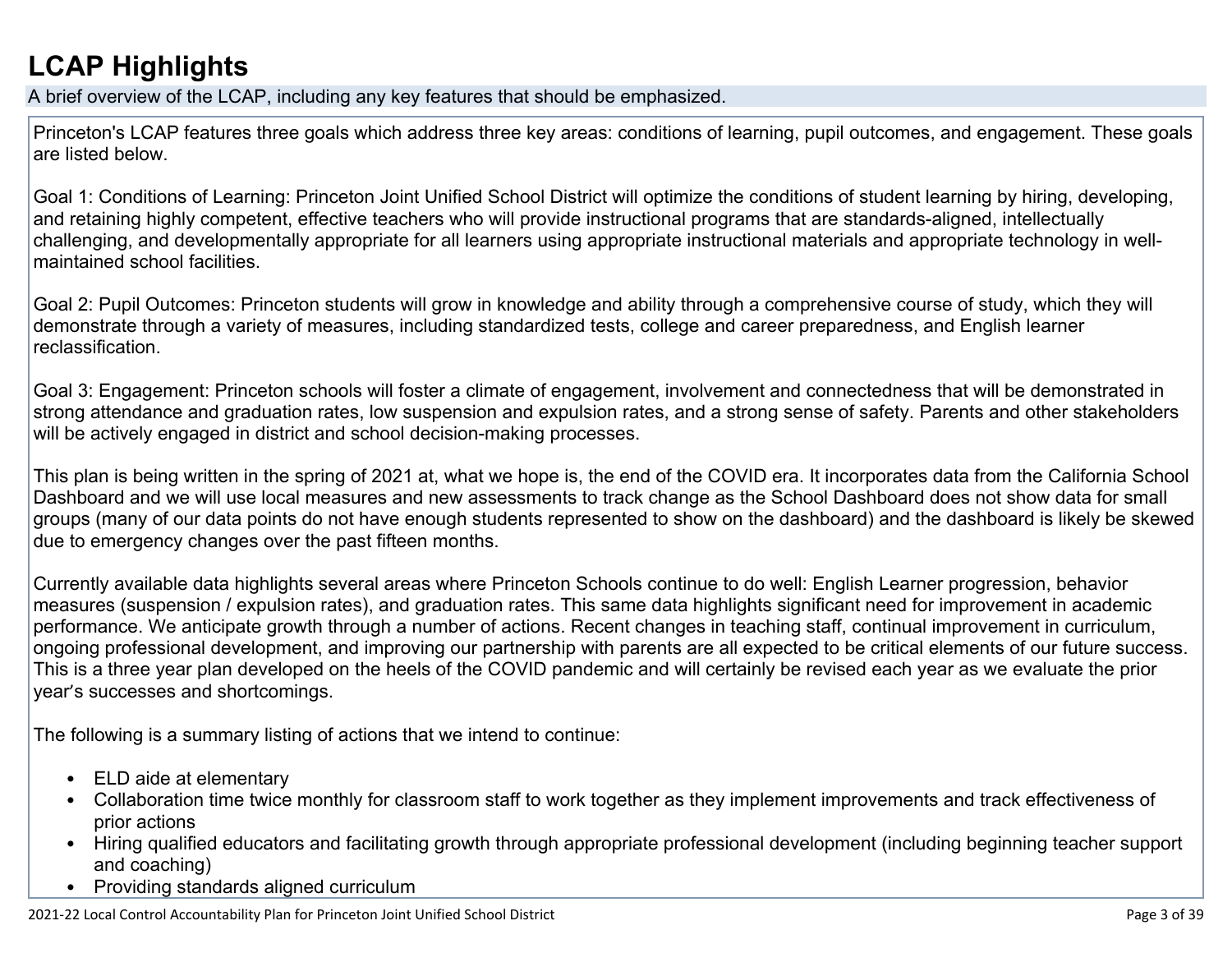# LCAP Highlights

A brief overview of the LCAP, including any key features that should be emphasized.

Princeton's LCAP features three goals which address three key areas: conditions of learning, pupil outcomes, and engagement. These goals are listed below.

Goal 1: Conditions of Learning: Princeton Joint Unified School District will optimize the conditions of student learning by hiring, developing, and retaining highly competent, effective teachers who will provide instructional programs that are standards-aligned, intellectually challenging, and developmentally appropriate for all learners using appropriate instructional materials and appropriate technology in well-maintained school facilities.

Goal 2: Pupil Outcomes: Princeton students will grow in knowledge and ability through a comprehensive course of study, which they will demonstrate through a variety of measures, including standardized tests, college and career preparedness, and English learner reclassification.

Goal 3: Engagement: Princeton schools will foster a climate of engagement, involvement and connectedness that will be demonstrated in strong attendance and graduation rates, low suspension and expulsion rates, and a strong sense of safety. Parents and other stakeholders will be actively engaged in district and school decision-making processes.

This plan is being written in the spring of 2021 at, what we hope is, the end of the COVID era. It incorporates data from the California School Dashboard and we will use local measures and new assessments to track change as the School Dashboard does not show data for small groups (many of our data points do not have enough students represented to show on the dashboard) and the dashboard is likely be skewed due to emergency changes over the past fifteen months.

Currently available data highlights several areas where Princeton Schools continue to do well: English Learner progression, behavior measures (suspension / expulsion rates), and graduation rates. This same data highlights significant need for improvement in academic performance. We anticipate growth through a number of actions. Recent changes in teaching staff, continual improvement in curriculum, ongoing professional development, and improving our partnership with parents are all expected to be critical elements of our future success. This is a three year plan developed on the heels of the COVID pandemic and will certainly be revised each year as we evaluate the prior year's successes and shortcomings.

The following is a summary listing of actions that we intend to continue:

- ELD aide at elementary
- Collaboration time twice monthly for classroom staff to work together as they implement improvements and track effectiveness of prior actions
- Hiring qualified educators and facilitating growth through appropriate professional development (including beginning teacher support and coaching)
- Providing standards aligned curriculum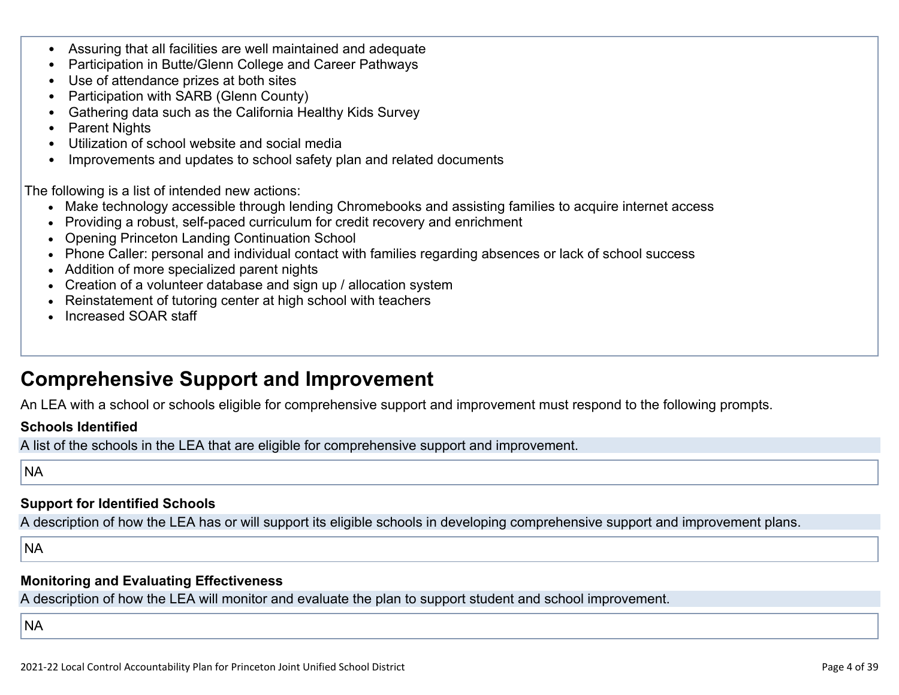- Assuring that all facilities are well maintained and adequate
- Participation in Butte/Glenn College and Career Pathways
- Use of attendance prizes at both sites
- Participation with SARB (Glenn County)
- Gathering data such as the California Healthy Kids Survey
- Parent Nights
- Utilization of school website and social media
- Improvements and updates to school safety plan and related documents

The following is a list of intended new actions:

- Make technology accessible through lending Chromebooks and assisting families to acquire internet access
- Providing a robust, self-paced curriculum for credit recovery and enrichment
- Opening Princeton Landing Continuation School
- Phone Caller: personal and individual contact with families regarding absences or lack of school success
- Addition of more specialized parent nights
- Creation of a volunteer database and sign up / allocation system
- Reinstatement of tutoring center at high school with teachers
- Increased SOAR staff

## Comprehensive Support and Improvement

An LEA with a school or schools eligible for comprehensive support and improvement must respond to the following prompts.

**Schools Identified**

A list of the schools in the LEA that are eligible for comprehensive support and improvement.

NA

**Support for Identified Schools**

A description of how the LEA has or will support its eligible schools in developing comprehensive support and improvement plans.

NA

**Monitoring and Evaluating Effectiveness**

A description of how the LEA will monitor and evaluate the plan to support student and school improvement.

NA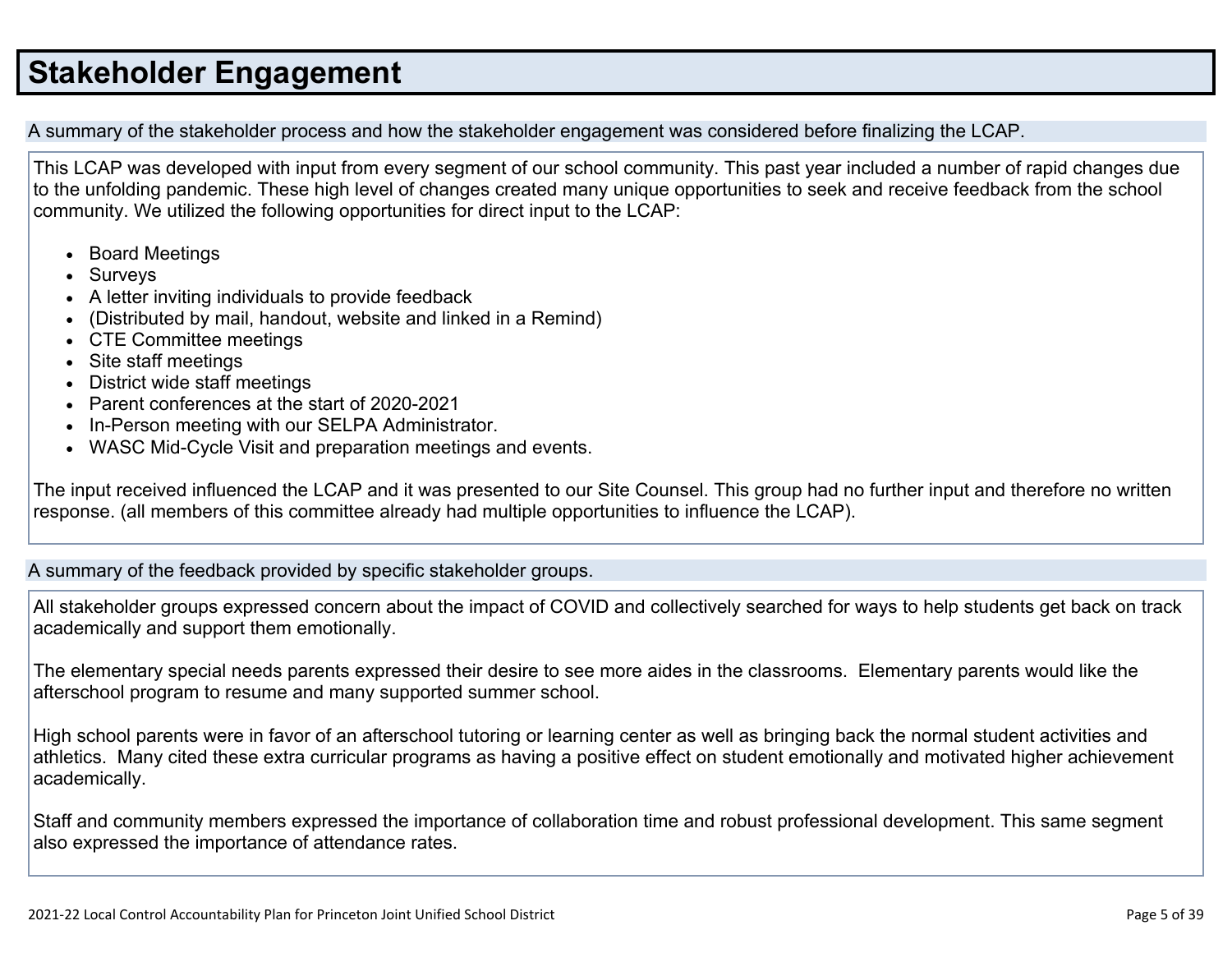# Stakeholder Engagement

A summary of the stakeholder process and how the stakeholder engagement was considered before finalizing the LCAP.

This LCAP was developed with input from every segment of our school community. This past year included a number of rapid changes due to the unfolding pandemic. These high level of changes created many unique opportunities to seek and receive feedback from the school community. We utilized the following opportunities for direct input to the LCAP:

- Board Meetings
- Surveys
- A letter inviting individuals to provide feedback
- (Distributed by mail, handout, website and linked in a Remind)
- CTE Committee meetings
- Site staff meetings
- District wide staff meetings
- Parent conferences at the start of 2020-2021
- In-Person meeting with our SELPA Administrator.
- WASC Mid-Cycle Visit and preparation meetings and events.

The input received influenced the LCAP and it was presented to our Site Counsel. This group had no further input and therefore no written response. (all members of this committee already had multiple opportunities to influence the LCAP).

A summary of the feedback provided by specific stakeholder groups.

All stakeholder groups expressed concern about the impact of COVID and collectively searched for ways to help students get back on track academically and support them emotionally.

The elementary special needs parents expressed their desire to see more aides in the classrooms. Elementary parents would like the afterschool program to resume and many supported summer school.

High school parents were in favor of an afterschool tutoring or learning center as well as bringing back the normal student activities and athletics. Many cited these extra curricular programs as having a positive effect on student emotionally and motivated higher achievement academically.

Staff and community members expressed the importance of collaboration time and robust professional development. This same segment also expressed the importance of attendance rates.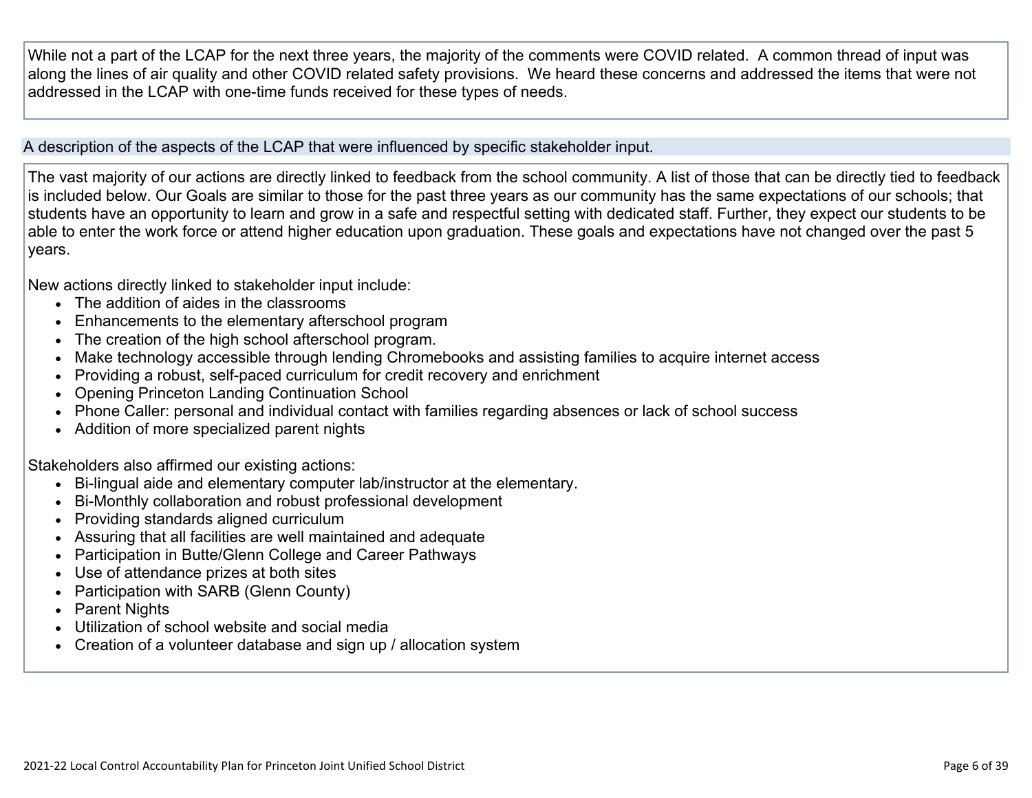While not a part of the LCAP for the next three years, the majority of the comments were COVID related. A common thread of input was along the lines of air quality and other COVID related safety provisions. We heard these concerns and addressed the items that were not addressed in the LCAP with one-time funds received for these types of needs.

## A description of the aspects of the LCAP that were influenced by specific stakeholder input.

The vast majority of our actions are directly linked to feedback from the school community. A list of those that can be directly tied to feedback is included below. Our Goals are similar to those for the past three years as our community has the same expectations of our schools; that students have an opportunity to learn and grow in a safe and respectful setting with dedicated staff. Further, they expect our students to be able to enter the work force or attend higher education upon graduation. These goals and expectations have not changed over the past 5 years.

New actions directly linked to stakeholder input include:

- The addition of aides in the classrooms
- Enhancements to the elementary afterschool program
- The creation of the high school afterschool program.
- Make technology accessible through lending Chromebooks and assisting families to acquire internet access
- Providing a robust, self-paced curriculum for credit recovery and enrichment
- Opening Princeton Landing Continuation School
- Phone Caller: personal and individual contact with families regarding absences or lack of school success
- Addition of more specialized parent nights

Stakeholders also affirmed our existing actions:

- Bi-lingual aide and elementary computer lab/instructor at the elementary.
- Bi-Monthly collaboration and robust professional development
- Providing standards aligned curriculum
- Assuring that all facilities are well maintained and adequate
- Participation in Butte/Glenn College and Career Pathways
- Use of attendance prizes at both sites
- Participation with SARB (Glenn County)
- Parent Nights
- Utilization of school website and social media
- Creation of a volunteer database and sign up / allocation system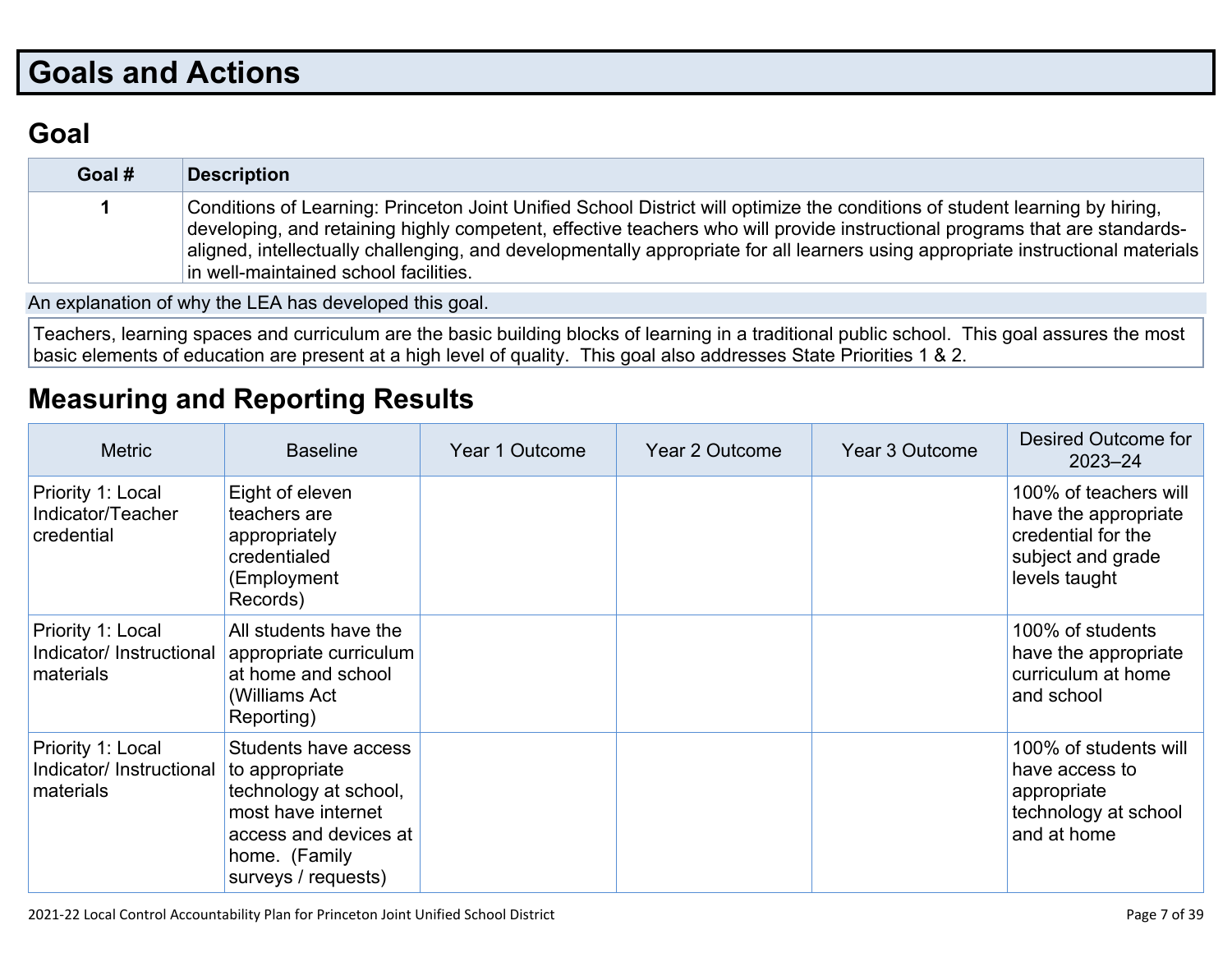# Goals and Actions

## Goal

| Goal # | Description |
|---|---|
| 1 | Conditions of Learning: Princeton Joint Unified School District will optimize the conditions of student learning by hiring, developing, and retaining highly competent, effective teachers who will provide instructional programs that are standards-aligned, intellectually challenging, and developmentally appropriate for all learners using appropriate instructional materials in well-maintained school facilities. |

An explanation of why the LEA has developed this goal.

Teachers, learning spaces and curriculum are the basic building blocks of learning in a traditional public school. This goal assures the most basic elements of education are present at a high level of quality. This goal also addresses State Priorities 1 & 2.

## Measuring and Reporting Results

| Metric | Baseline | Year 1 Outcome | Year 2 Outcome | Year 3 Outcome | Desired Outcome for 2023–24 |
|---|---|---|---|---|---|
| Priority 1: Local Indicator/Teacher credential | Eight of eleven teachers are appropriately credentialed (Employment Records) | | | | 100% of teachers will have the appropriate credential for the subject and grade levels taught |
| Priority 1: Local Indicator/ Instructional materials | All students have the appropriate curriculum at home and school (Williams Act Reporting) | | | | 100% of students have the appropriate curriculum at home and school |
| Priority 1: Local Indicator/ Instructional materials | Students have access to appropriate technology at school, most have internet access and devices at home. (Family surveys / requests) | | | | 100% of students will have access to appropriate technology at school and at home |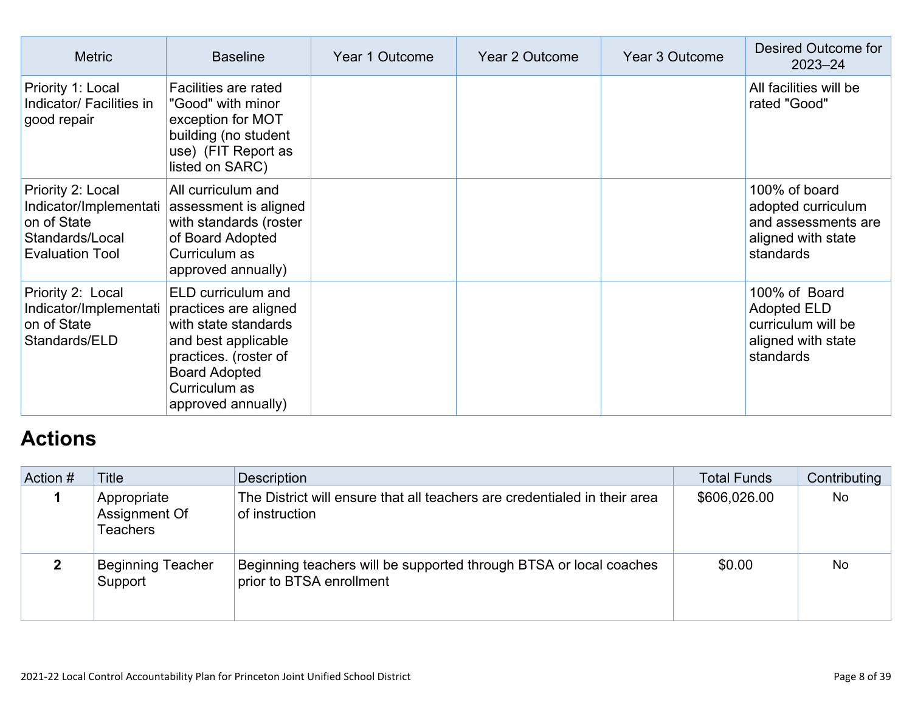| Metric | Baseline | Year 1 Outcome | Year 2 Outcome | Year 3 Outcome | Desired Outcome for 2023–24 |
|---|---|---|---|---|---|
| Priority 1: Local Indicator/ Facilities in good repair | Facilities are rated "Good" with minor exception for MOT building (no student use) (FIT Report as listed on SARC) | | | | All facilities will be rated "Good" |
| Priority 2: Local Indicator/Implementation of State Standards/Local Evaluation Tool | All curriculum and assessment is aligned with standards (roster of Board Adopted Curriculum as approved annually) | | | | 100% of board adopted curriculum and assessments are aligned with state standards |
| Priority 2: Local Indicator/Implementation of State Standards/ELD | ELD curriculum and practices are aligned with state standards and best applicable practices. (roster of Board Adopted Curriculum as approved annually) | | | | 100% of Board Adopted ELD curriculum will be aligned with state standards |

## Actions

| Action # | Title | Description | Total Funds | Contributing |
|---|---|---|---|---|
| 1 | Appropriate Assignment Of Teachers | The District will ensure that all teachers are credentialed in their area of instruction | $606,026.00 | No |
| 2 | Beginning Teacher Support | Beginning teachers will be supported through BTSA or local coaches prior to BTSA enrollment | $0.00 | No |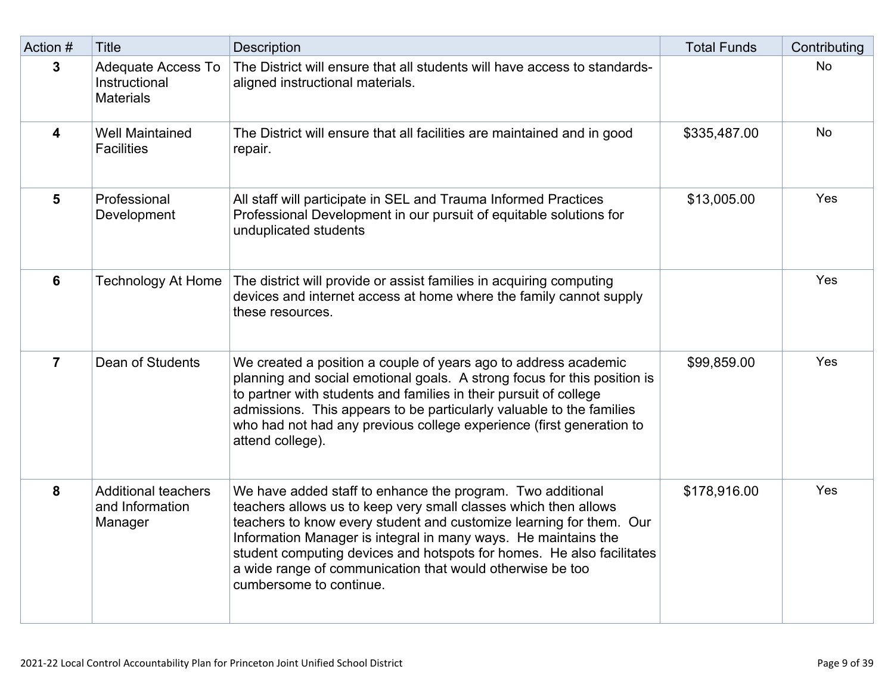| Action # | Title | Description | Total Funds | Contributing |
|---|---|---|---|---|
| **3** | Adequate Access To Instructional Materials | The District will ensure that all students will have access to standards-aligned instructional materials. | | No |
| **4** | Well Maintained Facilities | The District will ensure that all facilities are maintained and in good repair. | $335,487.00 | No |
| **5** | Professional Development | All staff will participate in SEL and Trauma Informed Practices Professional Development in our pursuit of equitable solutions for unduplicated students | $13,005.00 | Yes |
| **6** | Technology At Home | The district will provide or assist families in acquiring computing devices and internet access at home where the family cannot supply these resources. | | Yes |
| **7** | Dean of Students | We created a position a couple of years ago to address academic planning and social emotional goals. A strong focus for this position is to partner with students and families in their pursuit of college admissions. This appears to be particularly valuable to the families who had not had any previous college experience (first generation to attend college). | $99,859.00 | Yes |
| **8** | Additional teachers and Information Manager | We have added staff to enhance the program. Two additional teachers allows us to keep very small classes which then allows teachers to know every student and customize learning for them. Our Information Manager is integral in many ways. He maintains the student computing devices and hotspots for homes. He also facilitates a wide range of communication that would otherwise be too cumbersome to continue. | $178,916.00 | Yes |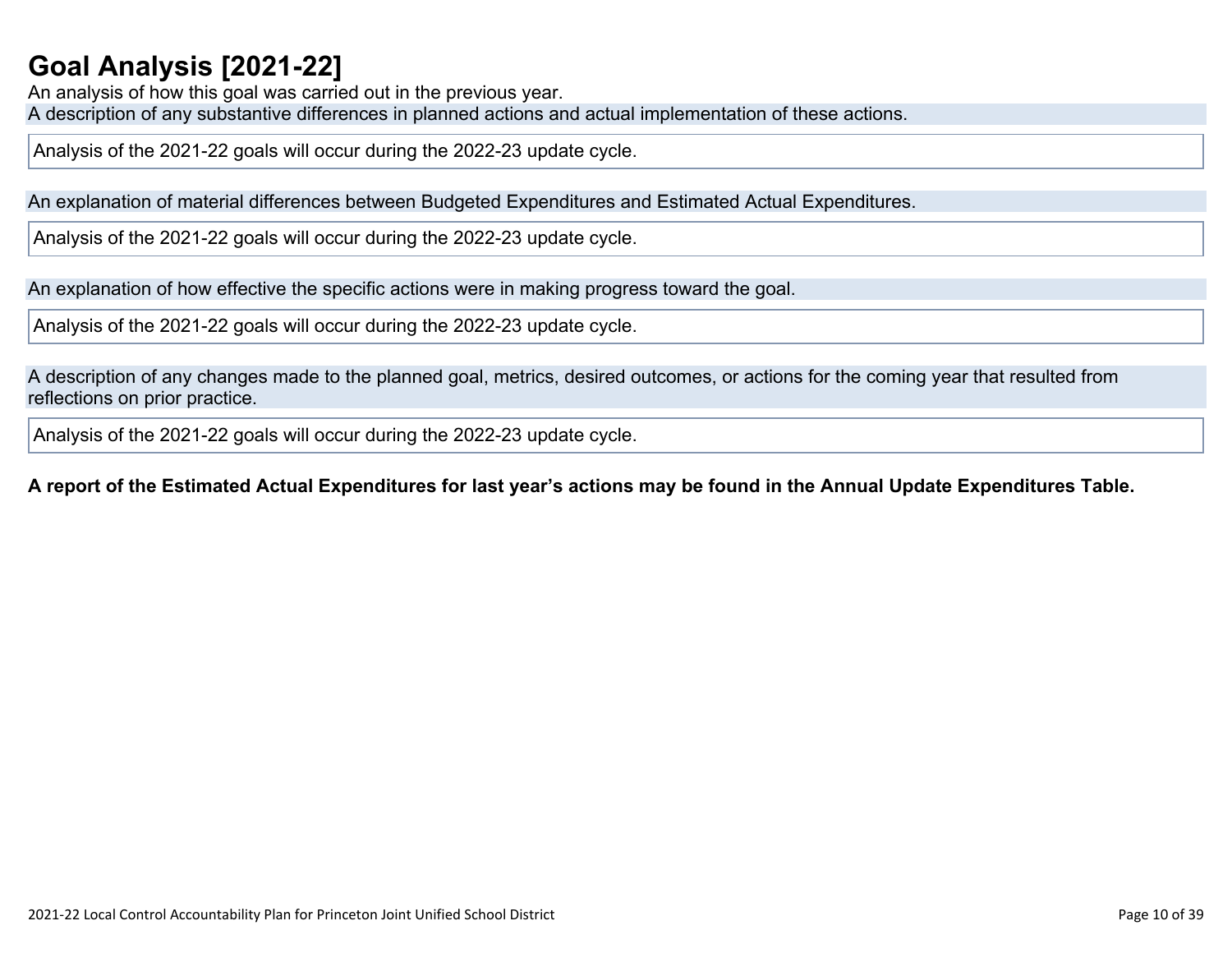# Goal Analysis [2021-22]

An analysis of how this goal was carried out in the previous year.

A description of any substantive differences in planned actions and actual implementation of these actions.

Analysis of the 2021-22 goals will occur during the 2022-23 update cycle.

An explanation of material differences between Budgeted Expenditures and Estimated Actual Expenditures.

Analysis of the 2021-22 goals will occur during the 2022-23 update cycle.

An explanation of how effective the specific actions were in making progress toward the goal.

Analysis of the 2021-22 goals will occur during the 2022-23 update cycle.

A description of any changes made to the planned goal, metrics, desired outcomes, or actions for the coming year that resulted from reflections on prior practice.

Analysis of the 2021-22 goals will occur during the 2022-23 update cycle.

**A report of the Estimated Actual Expenditures for last year's actions may be found in the Annual Update Expenditures Table.**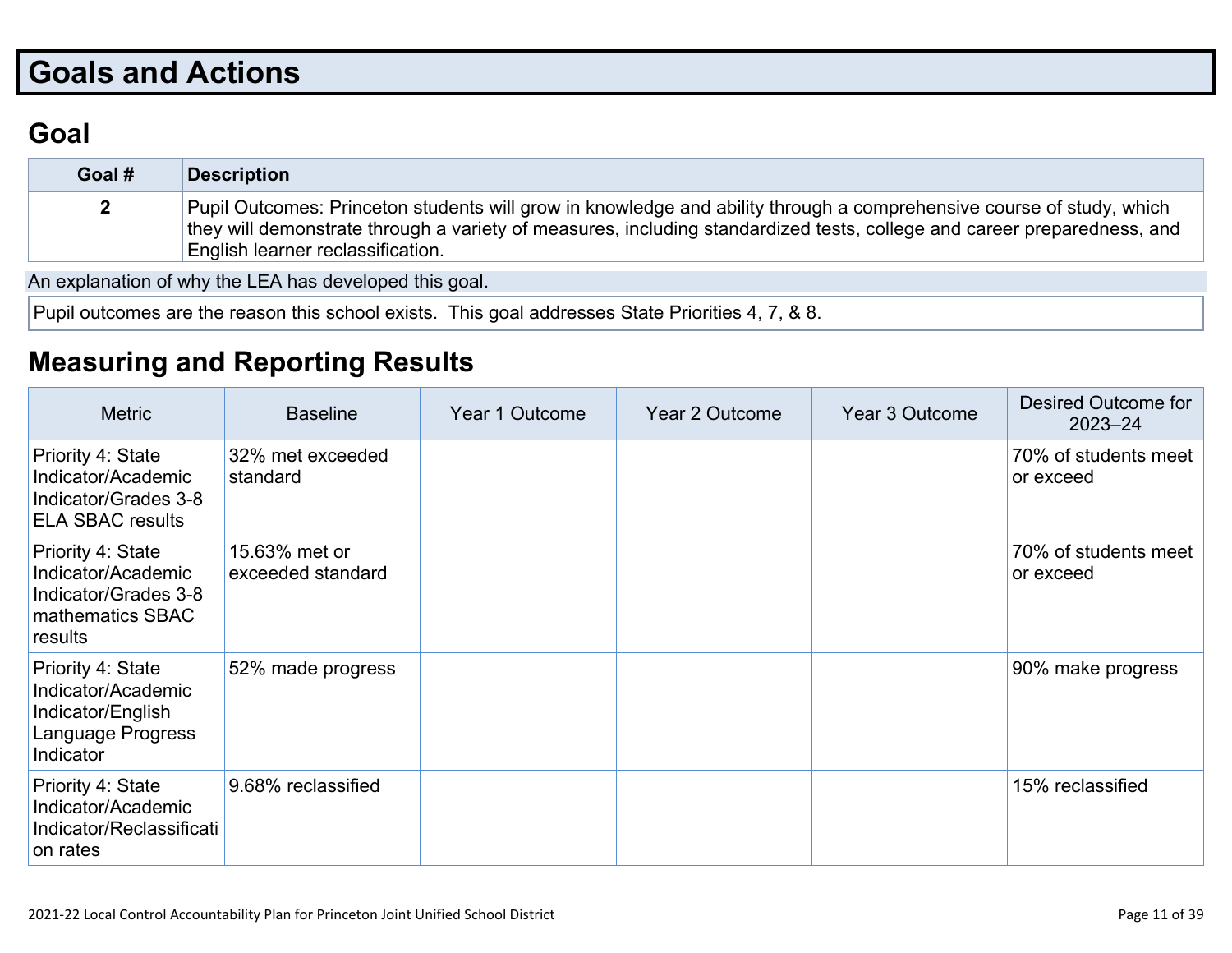# Goals and Actions

## Goal

| Goal # | Description |
|---|---|
| 2 | Pupil Outcomes: Princeton students will grow in knowledge and ability through a comprehensive course of study, which they will demonstrate through a variety of measures, including standardized tests, college and career preparedness, and English learner reclassification. |

An explanation of why the LEA has developed this goal.

Pupil outcomes are the reason this school exists. This goal addresses State Priorities 4, 7, & 8.

## Measuring and Reporting Results

| Metric | Baseline | Year 1 Outcome | Year 2 Outcome | Year 3 Outcome | Desired Outcome for 2023–24 |
|---|---|---|---|---|---|
| Priority 4: State Indicator/Academic Indicator/Grades 3-8 ELA SBAC results | 32% met exceeded standard | | | | 70% of students meet or exceed |
| Priority 4: State Indicator/Academic Indicator/Grades 3-8 mathematics SBAC results | 15.63% met or exceeded standard | | | | 70% of students meet or exceed |
| Priority 4: State Indicator/Academic Indicator/English Language Progress Indicator | 52% made progress | | | | 90% make progress |
| Priority 4: State Indicator/Academic Indicator/Reclassification rates | 9.68% reclassified | | | | 15% reclassified |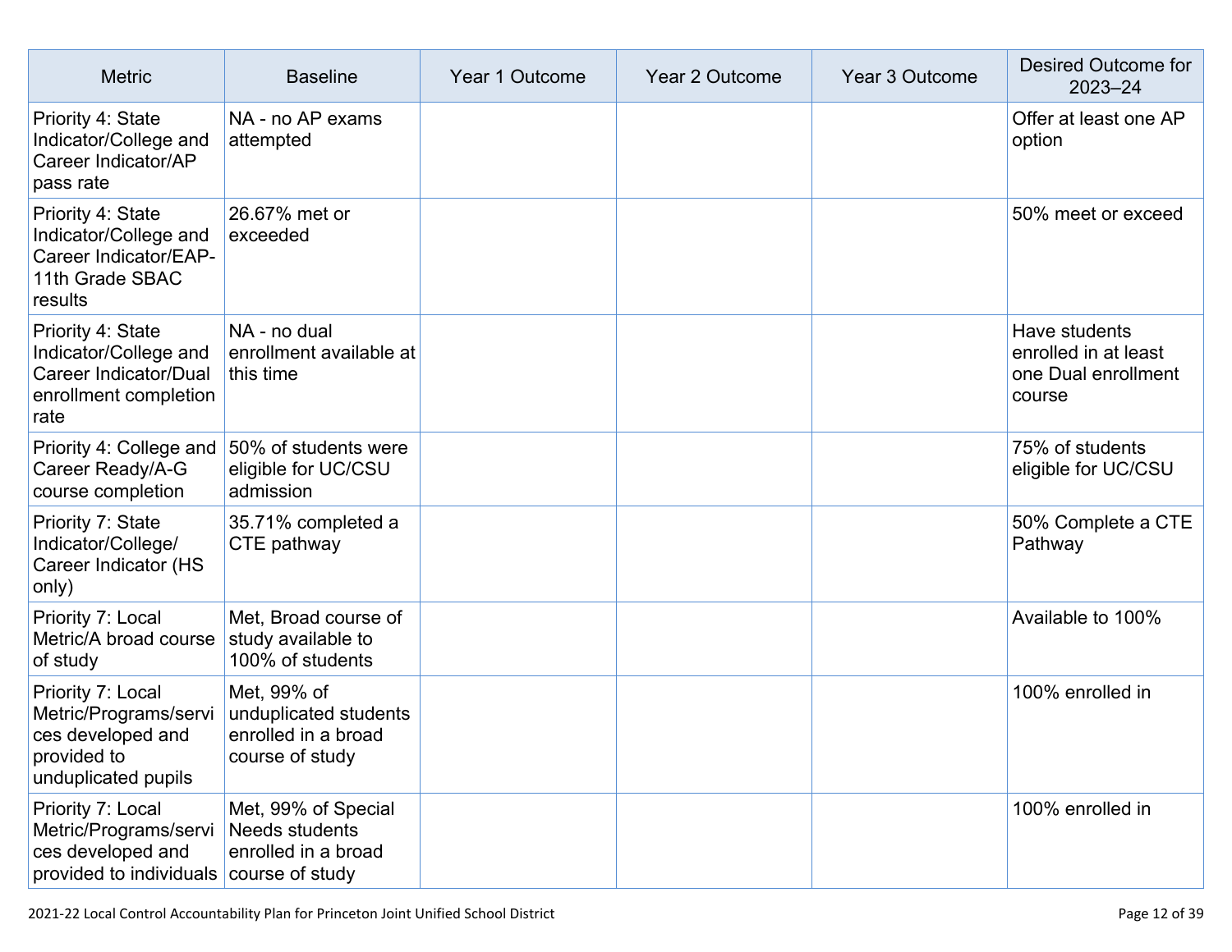| Metric | Baseline | Year 1 Outcome | Year 2 Outcome | Year 3 Outcome | Desired Outcome for 2023–24 |
|---|---|---|---|---|---|
| Priority 4: State Indicator/College and Career Indicator/AP pass rate | NA - no AP exams attempted | | | | Offer at least one AP option |
| Priority 4: State Indicator/College and Career Indicator/EAP-11th Grade SBAC results | 26.67% met or exceeded | | | | 50% meet or exceed |
| Priority 4: State Indicator/College and Career Indicator/Dual enrollment completion rate | NA - no dual enrollment available at this time | | | | Have students enrolled in at least one Dual enrollment course |
| Priority 4: College and Career Ready/A-G course completion | 50% of students were eligible for UC/CSU admission | | | | 75% of students eligible for UC/CSU |
| Priority 7: State Indicator/College/ Career Indicator (HS only) | 35.71% completed a CTE pathway | | | | 50% Complete a CTE Pathway |
| Priority 7: Local Metric/A broad course of study | Met, Broad course of study available to 100% of students | | | | Available to 100% |
| Priority 7: Local Metric/Programs/services developed and provided to unduplicated pupils | Met, 99% of unduplicated students enrolled in a broad course of study | | | | 100% enrolled in |
| Priority 7: Local Metric/Programs/services developed and provided to individuals | Met, 99% of Special Needs students enrolled in a broad course of study | | | | 100% enrolled in |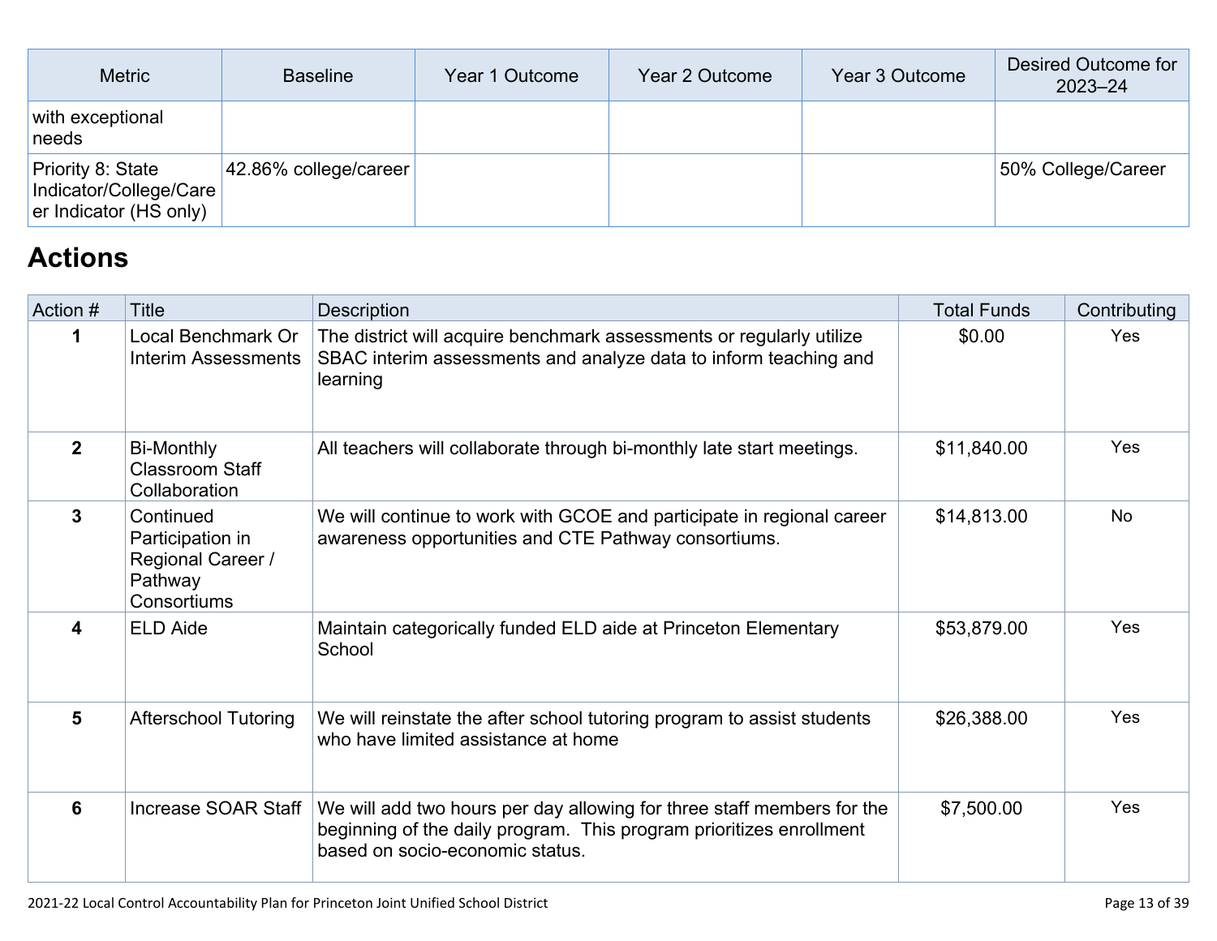| Metric | Baseline | Year 1 Outcome | Year 2 Outcome | Year 3 Outcome | Desired Outcome for 2023–24 |
|---|---|---|---|---|---|
| with exceptional needs | | | | | |
| Priority 8: State Indicator/College/Career Indicator (HS only) | 42.86% college/career | | | | 50% College/Career |

## Actions

| Action # | Title | Description | Total Funds | Contributing |
|---|---|---|---|---|
| **1** | Local Benchmark Or Interim Assessments | The district will acquire benchmark assessments or regularly utilize SBAC interim assessments and analyze data to inform teaching and learning | $0.00 | Yes |
| **2** | Bi-Monthly Classroom Staff Collaboration | All teachers will collaborate through bi-monthly late start meetings. | $11,840.00 | Yes |
| **3** | Continued Participation in Regional Career / Pathway Consortiums | We will continue to work with GCOE and participate in regional career awareness opportunities and CTE Pathway consortiums. | $14,813.00 | No |
| **4** | ELD Aide | Maintain categorically funded ELD aide at Princeton Elementary School | $53,879.00 | Yes |
| **5** | Afterschool Tutoring | We will reinstate the after school tutoring program to assist students who have limited assistance at home | $26,388.00 | Yes |
| **6** | Increase SOAR Staff | We will add two hours per day allowing for three staff members for the beginning of the daily program. This program prioritizes enrollment based on socio-economic status. | $7,500.00 | Yes |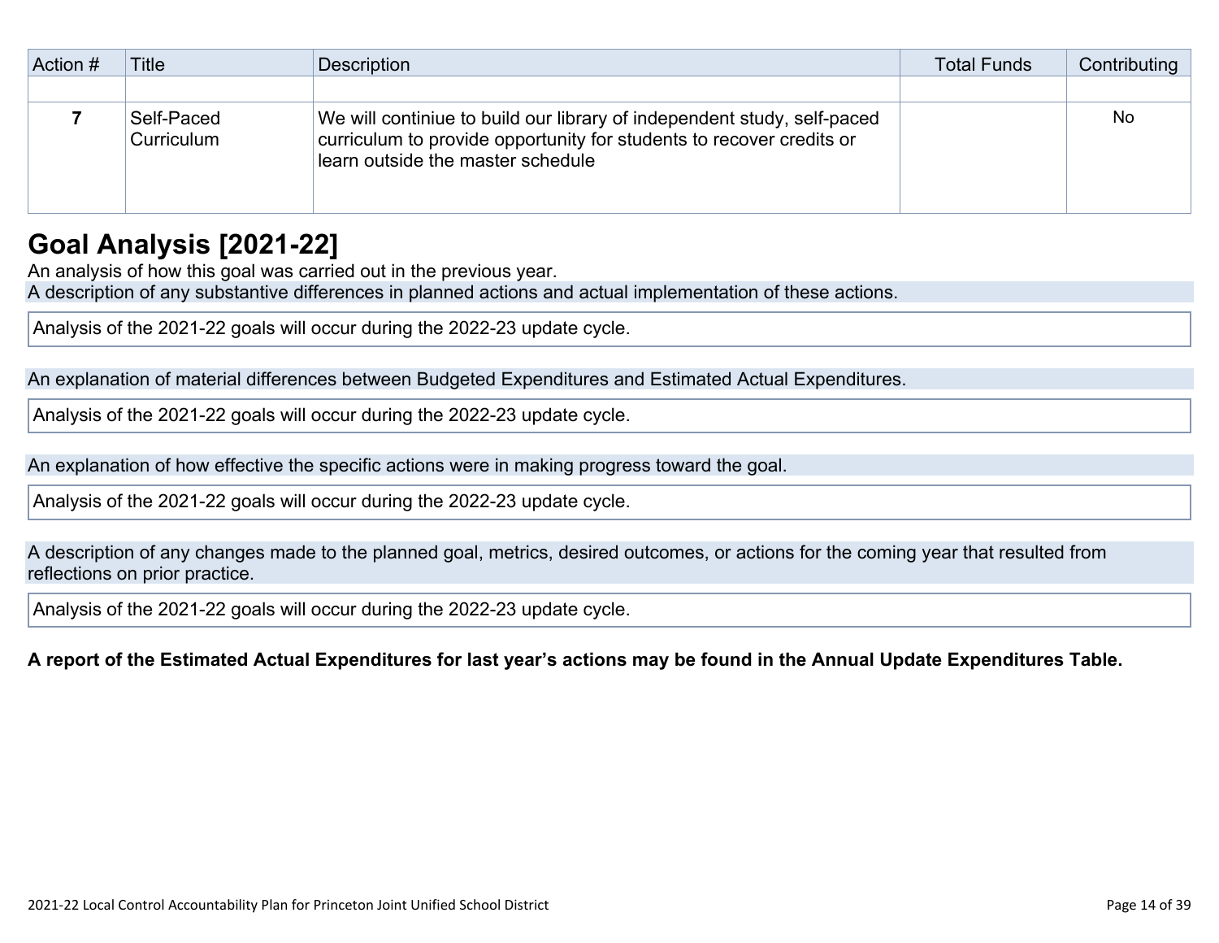| Action # | Title | Description | Total Funds | Contributing |
| --- | --- | --- | --- | --- |
| | | | | |
| 7 | Self-Paced Curriculum | We will continiue to build our library of independent study, self-paced curriculum to provide opportunity for students to recover credits or learn outside the master schedule | | No |

## Goal Analysis [2021-22]

An analysis of how this goal was carried out in the previous year.

A description of any substantive differences in planned actions and actual implementation of these actions.

Analysis of the 2021-22 goals will occur during the 2022-23 update cycle.

An explanation of material differences between Budgeted Expenditures and Estimated Actual Expenditures.

Analysis of the 2021-22 goals will occur during the 2022-23 update cycle.

An explanation of how effective the specific actions were in making progress toward the goal.

Analysis of the 2021-22 goals will occur during the 2022-23 update cycle.

A description of any changes made to the planned goal, metrics, desired outcomes, or actions for the coming year that resulted from reflections on prior practice.

Analysis of the 2021-22 goals will occur during the 2022-23 update cycle.

**A report of the Estimated Actual Expenditures for last year's actions may be found in the Annual Update Expenditures Table.**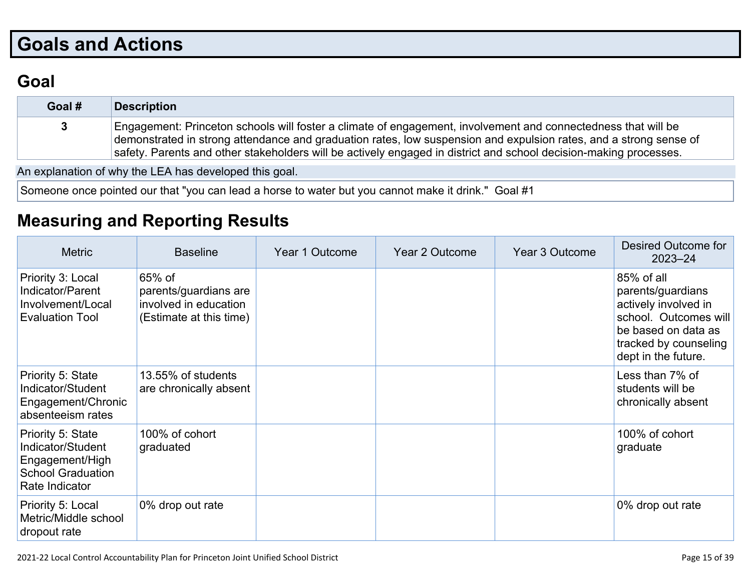# Goals and Actions

## Goal

| Goal # | Description |
|---|---|
| 3 | Engagement: Princeton schools will foster a climate of engagement, involvement and connectedness that will be demonstrated in strong attendance and graduation rates, low suspension and expulsion rates, and a strong sense of safety. Parents and other stakeholders will be actively engaged in district and school decision-making processes. |

An explanation of why the LEA has developed this goal.

Someone once pointed our that "you can lead a horse to water but you cannot make it drink." Goal #1

## Measuring and Reporting Results

| Metric | Baseline | Year 1 Outcome | Year 2 Outcome | Year 3 Outcome | Desired Outcome for 2023–24 |
|---|---|---|---|---|---|
| Priority 3: Local Indicator/Parent Involvement/Local Evaluation Tool | 65% of parents/guardians are involved in education (Estimate at this time) | | | | 85% of all parents/guardians actively involved in school. Outcomes will be based on data as tracked by counseling dept in the future. |
| Priority 5: State Indicator/Student Engagement/Chronic absenteeism rates | 13.55% of students are chronically absent | | | | Less than 7% of students will be chronically absent |
| Priority 5: State Indicator/Student Engagement/High School Graduation Rate Indicator | 100% of cohort graduated | | | | 100% of cohort graduate |
| Priority 5: Local Metric/Middle school dropout rate | 0% drop out rate | | | | 0% drop out rate |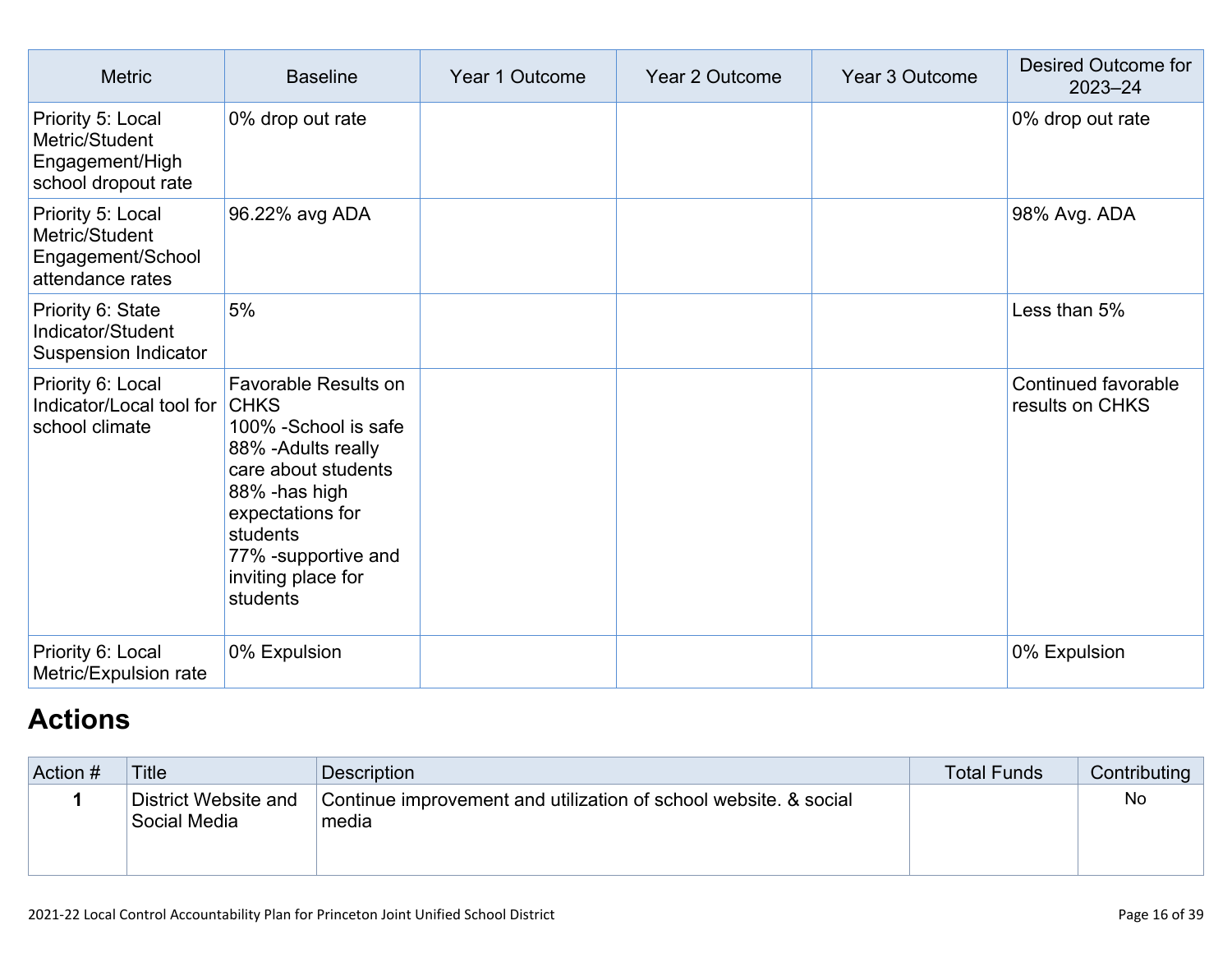| Metric | Baseline | Year 1 Outcome | Year 2 Outcome | Year 3 Outcome | Desired Outcome for 2023–24 |
|---|---|---|---|---|---|
| Priority 5: Local Metric/Student Engagement/High school dropout rate | 0% drop out rate | | | | 0% drop out rate |
| Priority 5: Local Metric/Student Engagement/School attendance rates | 96.22% avg ADA | | | | 98% Avg. ADA |
| Priority 6: State Indicator/Student Suspension Indicator | 5% | | | | Less than 5% |
| Priority 6: Local Indicator/Local tool for school climate | Favorable Results on CHKS<br>100% -School is safe<br>88% -Adults really care about students<br>88% -has high expectations for students<br>77% -supportive and inviting place for students | | | | Continued favorable results on CHKS |
| Priority 6: Local Metric/Expulsion rate | 0% Expulsion | | | | 0% Expulsion |

# Actions

| Action # | Title | Description | Total Funds | Contributing |
|---|---|---|---|---|
| 1 | District Website and Social Media | Continue improvement and utilization of school website. & social media | | No |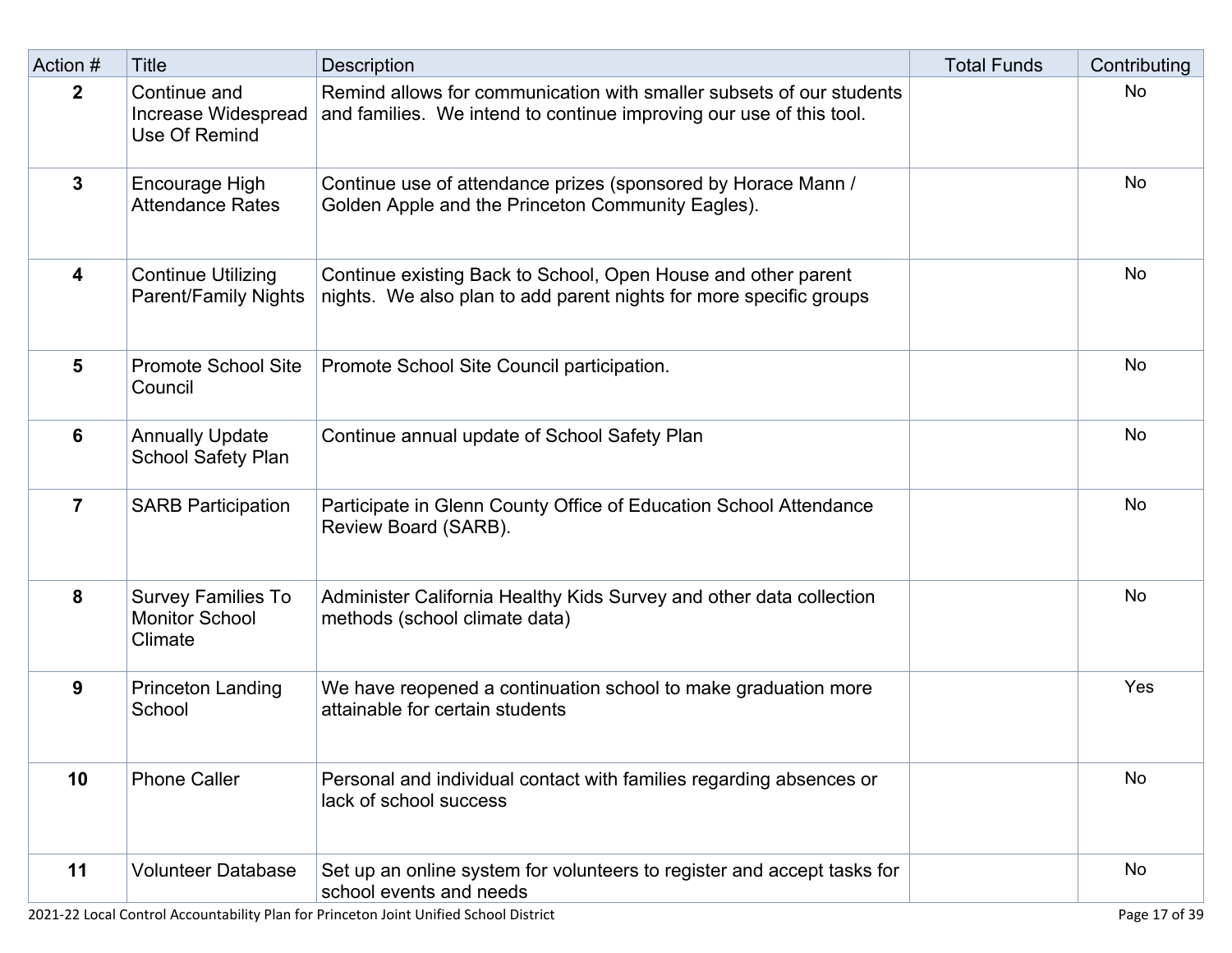| Action # | Title | Description | Total Funds | Contributing |
|---|---|---|---|---|
| **2** | Continue and Increase Widespread Use Of Remind | Remind allows for communication with smaller subsets of our students and families. We intend to continue improving our use of this tool. | | No |
| **3** | Encourage High Attendance Rates | Continue use of attendance prizes (sponsored by Horace Mann / Golden Apple and the Princeton Community Eagles). | | No |
| **4** | Continue Utilizing Parent/Family Nights | Continue existing Back to School, Open House and other parent nights. We also plan to add parent nights for more specific groups | | No |
| **5** | Promote School Site Council | Promote School Site Council participation. | | No |
| **6** | Annually Update School Safety Plan | Continue annual update of School Safety Plan | | No |
| **7** | SARB Participation | Participate in Glenn County Office of Education School Attendance Review Board (SARB). | | No |
| **8** | Survey Families To Monitor School Climate | Administer California Healthy Kids Survey and other data collection methods (school climate data) | | No |
| **9** | Princeton Landing School | We have reopened a continuation school to make graduation more attainable for certain students | | Yes |
| **10** | Phone Caller | Personal and individual contact with families regarding absences or lack of school success | | No |
| **11** | Volunteer Database | Set up an online system for volunteers to register and accept tasks for school events and needs | | No |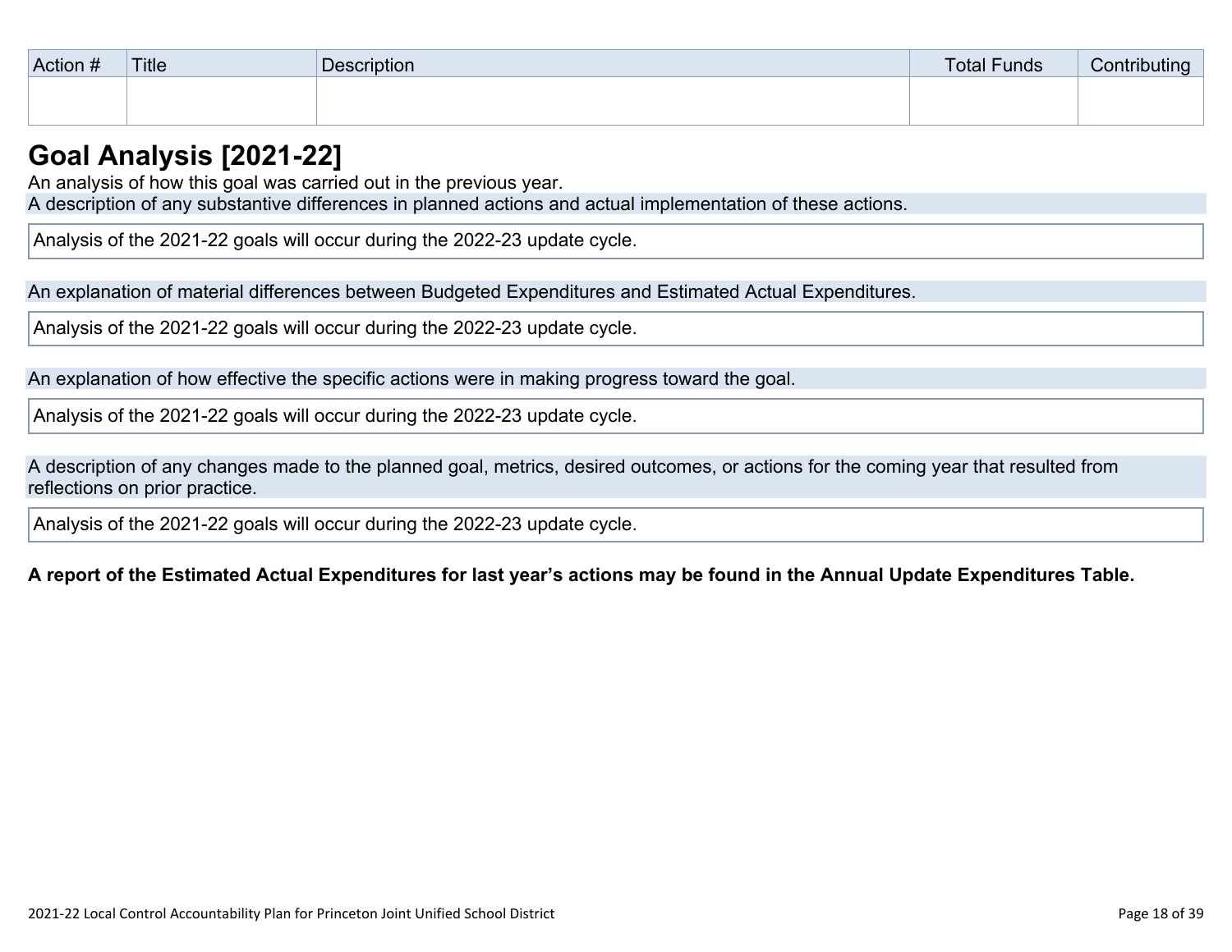| Action # | Title | Description | Total Funds | Contributing |
|---|---|---|---|---|
| | | | | |

# Goal Analysis [2021-22]

An analysis of how this goal was carried out in the previous year.

A description of any substantive differences in planned actions and actual implementation of these actions.

Analysis of the 2021-22 goals will occur during the 2022-23 update cycle.

An explanation of material differences between Budgeted Expenditures and Estimated Actual Expenditures.

Analysis of the 2021-22 goals will occur during the 2022-23 update cycle.

An explanation of how effective the specific actions were in making progress toward the goal.

Analysis of the 2021-22 goals will occur during the 2022-23 update cycle.

A description of any changes made to the planned goal, metrics, desired outcomes, or actions for the coming year that resulted from reflections on prior practice.

Analysis of the 2021-22 goals will occur during the 2022-23 update cycle.

**A report of the Estimated Actual Expenditures for last year's actions may be found in the Annual Update Expenditures Table.**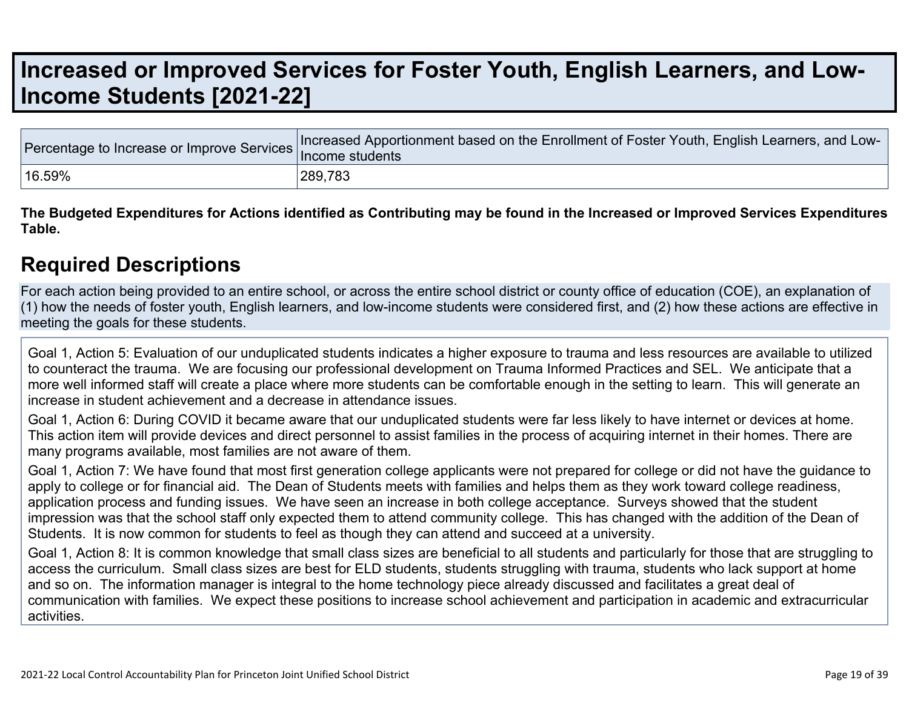# Increased or Improved Services for Foster Youth, English Learners, and Low-Income Students [2021-22]

| Percentage to Increase or Improve Services | Increased Apportionment based on the Enrollment of Foster Youth, English Learners, and Low-Income students |
|---|---|
| 16.59% | 289,783 |

**The Budgeted Expenditures for Actions identified as Contributing may be found in the Increased or Improved Services Expenditures Table.**

## Required Descriptions

For each action being provided to an entire school, or across the entire school district or county office of education (COE), an explanation of (1) how the needs of foster youth, English learners, and low-income students were considered first, and (2) how these actions are effective in meeting the goals for these students.

Goal 1, Action 5: Evaluation of our unduplicated students indicates a higher exposure to trauma and less resources are available to utilized to counteract the trauma. We are focusing our professional development on Trauma Informed Practices and SEL. We anticipate that a more well informed staff will create a place where more students can be comfortable enough in the setting to learn. This will generate an increase in student achievement and a decrease in attendance issues.

Goal 1, Action 6: During COVID it became aware that our unduplicated students were far less likely to have internet or devices at home. This action item will provide devices and direct personnel to assist families in the process of acquiring internet in their homes. There are many programs available, most families are not aware of them.

Goal 1, Action 7: We have found that most first generation college applicants were not prepared for college or did not have the guidance to apply to college or for financial aid. The Dean of Students meets with families and helps them as they work toward college readiness, application process and funding issues. We have seen an increase in both college acceptance. Surveys showed that the student impression was that the school staff only expected them to attend community college. This has changed with the addition of the Dean of Students. It is now common for students to feel as though they can attend and succeed at a university.

Goal 1, Action 8: It is common knowledge that small class sizes are beneficial to all students and particularly for those that are struggling to access the curriculum. Small class sizes are best for ELD students, students struggling with trauma, students who lack support at home and so on. The information manager is integral to the home technology piece already discussed and facilitates a great deal of communication with families. We expect these positions to increase school achievement and participation in academic and extracurricular activities.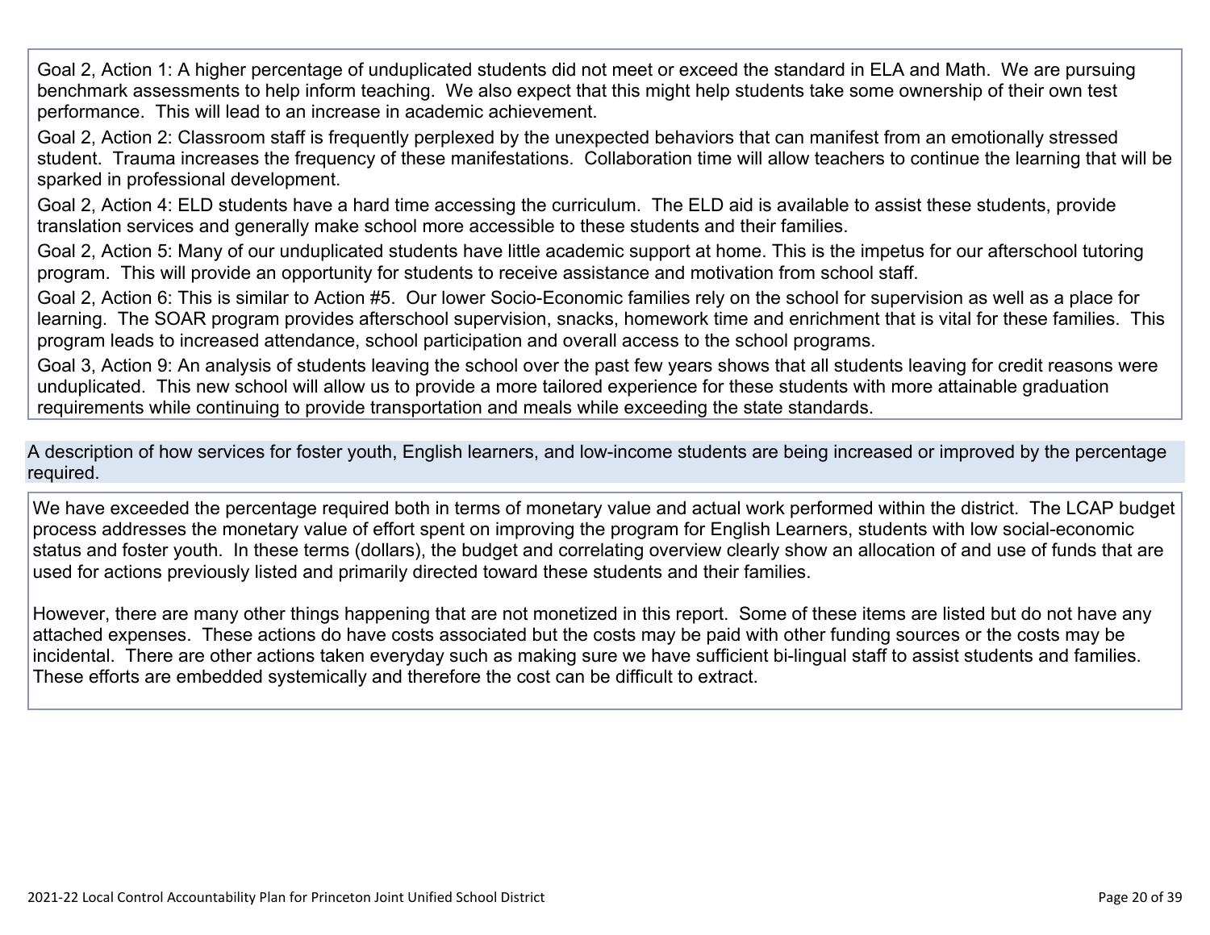Goal 2, Action 1: A higher percentage of unduplicated students did not meet or exceed the standard in ELA and Math. We are pursuing benchmark assessments to help inform teaching. We also expect that this might help students take some ownership of their own test performance. This will lead to an increase in academic achievement.

Goal 2, Action 2: Classroom staff is frequently perplexed by the unexpected behaviors that can manifest from an emotionally stressed student. Trauma increases the frequency of these manifestations. Collaboration time will allow teachers to continue the learning that will be sparked in professional development.

Goal 2, Action 4: ELD students have a hard time accessing the curriculum. The ELD aid is available to assist these students, provide translation services and generally make school more accessible to these students and their families.

Goal 2, Action 5: Many of our unduplicated students have little academic support at home. This is the impetus for our afterschool tutoring program. This will provide an opportunity for students to receive assistance and motivation from school staff.

Goal 2, Action 6: This is similar to Action #5. Our lower Socio-Economic families rely on the school for supervision as well as a place for learning. The SOAR program provides afterschool supervision, snacks, homework time and enrichment that is vital for these families. This program leads to increased attendance, school participation and overall access to the school programs.

Goal 3, Action 9: An analysis of students leaving the school over the past few years shows that all students leaving for credit reasons were unduplicated. This new school will allow us to provide a more tailored experience for these students with more attainable graduation requirements while continuing to provide transportation and meals while exceeding the state standards.

A description of how services for foster youth, English learners, and low-income students are being increased or improved by the percentage required.

We have exceeded the percentage required both in terms of monetary value and actual work performed within the district. The LCAP budget process addresses the monetary value of effort spent on improving the program for English Learners, students with low social-economic status and foster youth. In these terms (dollars), the budget and correlating overview clearly show an allocation of and use of funds that are used for actions previously listed and primarily directed toward these students and their families.

However, there are many other things happening that are not monetized in this report. Some of these items are listed but do not have any attached expenses. These actions do have costs associated but the costs may be paid with other funding sources or the costs may be incidental. There are other actions taken everyday such as making sure we have sufficient bi-lingual staff to assist students and families. These efforts are embedded systemically and therefore the cost can be difficult to extract.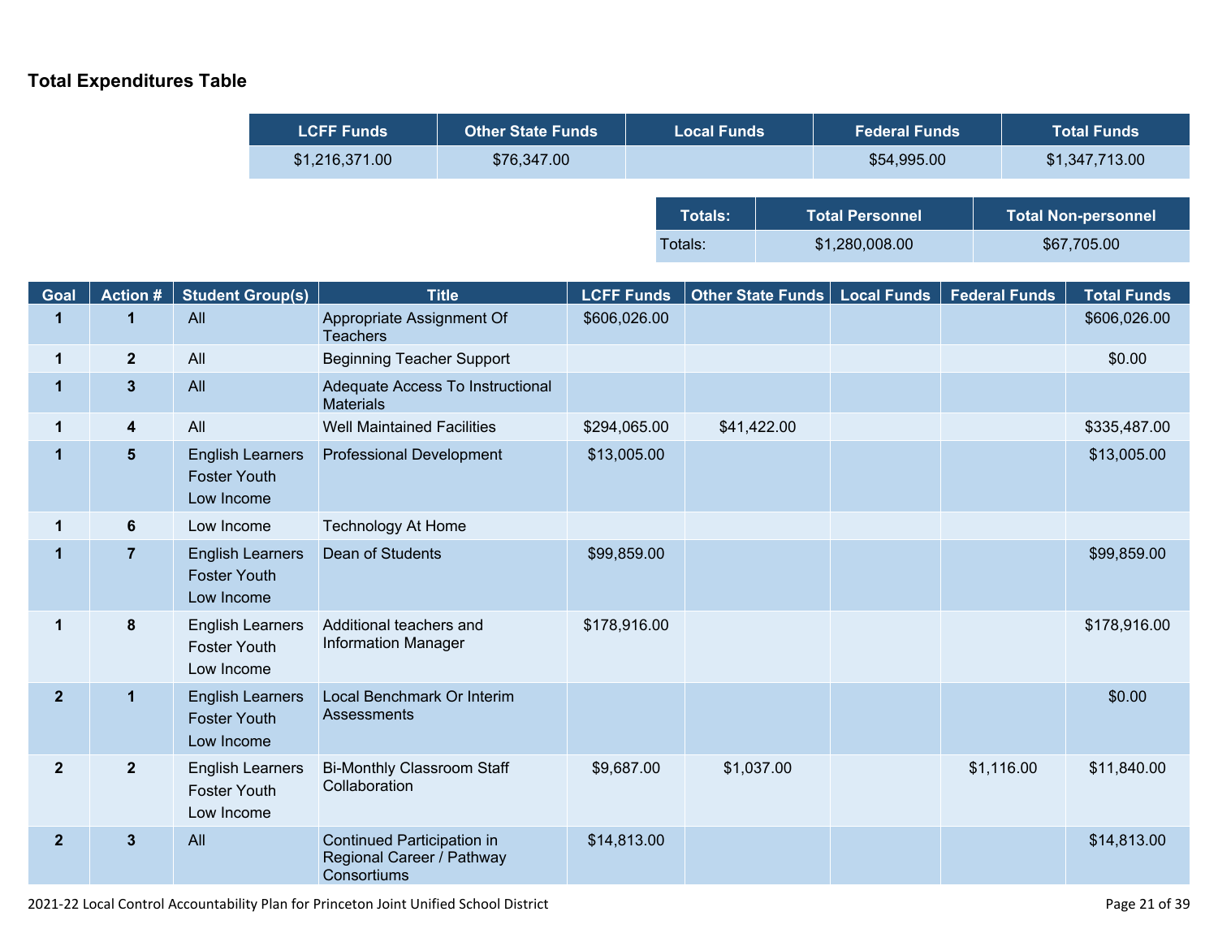## Total Expenditures Table

| LCFF Funds | Other State Funds | Local Funds | Federal Funds | Total Funds |
|---|---|---|---|---|
| $1,216,371.00 | $76,347.00 | | $54,995.00 | $1,347,713.00 |

| Totals: | Total Personnel | Total Non-personnel |
|---|---|---|
| Totals: | $1,280,008.00 | $67,705.00 |

| Goal | Action # | Student Group(s) | Title | LCFF Funds | Other State Funds | Local Funds | Federal Funds | Total Funds |
|---|---|---|---|---|---|---|---|---|
| 1 | 1 | All | Appropriate Assignment Of Teachers | $606,026.00 | | | | $606,026.00 |
| 1 | 2 | All | Beginning Teacher Support | | | | | $0.00 |
| 1 | 3 | All | Adequate Access To Instructional Materials | | | | | |
| 1 | 4 | All | Well Maintained Facilities | $294,065.00 | $41,422.00 | | | $335,487.00 |
| 1 | 5 | English Learners<br>Foster Youth<br>Low Income | Professional Development | $13,005.00 | | | | $13,005.00 |
| 1 | 6 | Low Income | Technology At Home | | | | | |
| 1 | 7 | English Learners<br>Foster Youth<br>Low Income | Dean of Students | $99,859.00 | | | | $99,859.00 |
| 1 | 8 | English Learners<br>Foster Youth<br>Low Income | Additional teachers and Information Manager | $178,916.00 | | | | $178,916.00 |
| 2 | 1 | English Learners<br>Foster Youth<br>Low Income | Local Benchmark Or Interim Assessments | | | | | $0.00 |
| 2 | 2 | English Learners<br>Foster Youth<br>Low Income | Bi-Monthly Classroom Staff Collaboration | $9,687.00 | $1,037.00 | | $1,116.00 | $11,840.00 |
| 2 | 3 | All | Continued Participation in Regional Career / Pathway Consortiums | $14,813.00 | | | | $14,813.00 |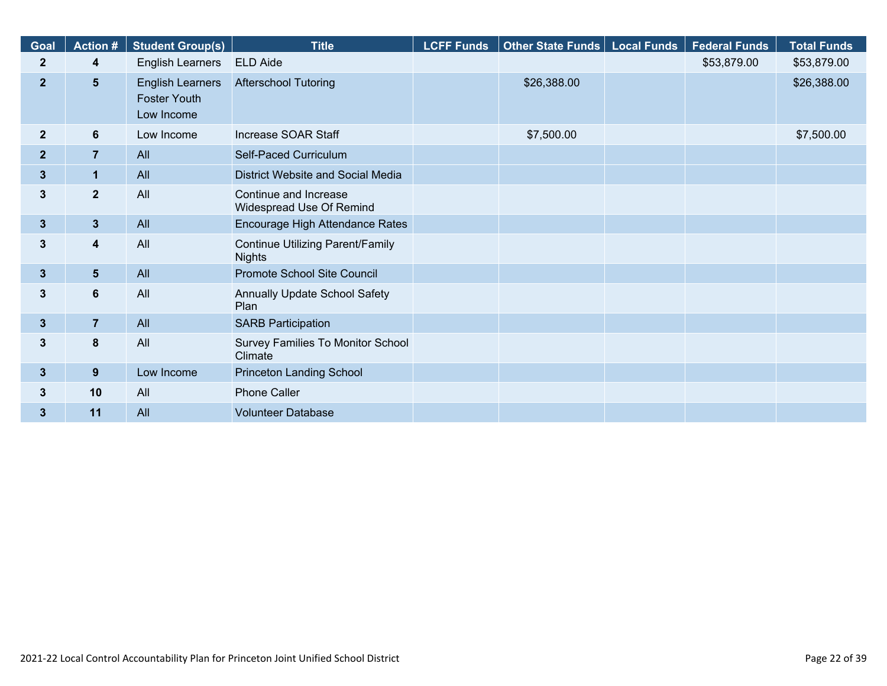| Goal | Action # | Student Group(s) | Title | LCFF Funds | Other State Funds | Local Funds | Federal Funds | Total Funds |
|---|---|---|---|---|---|---|---|---|
| 2 | 4 | English Learners | ELD Aide | | | | $53,879.00 | $53,879.00 |
| 2 | 5 | English Learners<br>Foster Youth<br>Low Income | Afterschool Tutoring | | $26,388.00 | | | $26,388.00 |
| 2 | 6 | Low Income | Increase SOAR Staff | | $7,500.00 | | | $7,500.00 |
| 2 | 7 | All | Self-Paced Curriculum | | | | | |
| 3 | 1 | All | District Website and Social Media | | | | | |
| 3 | 2 | All | Continue and Increase Widespread Use Of Remind | | | | | |
| 3 | 3 | All | Encourage High Attendance Rates | | | | | |
| 3 | 4 | All | Continue Utilizing Parent/Family Nights | | | | | |
| 3 | 5 | All | Promote School Site Council | | | | | |
| 3 | 6 | All | Annually Update School Safety Plan | | | | | |
| 3 | 7 | All | SARB Participation | | | | | |
| 3 | 8 | All | Survey Families To Monitor School Climate | | | | | |
| 3 | 9 | Low Income | Princeton Landing School | | | | | |
| 3 | 10 | All | Phone Caller | | | | | |
| 3 | 11 | All | Volunteer Database | | | | | |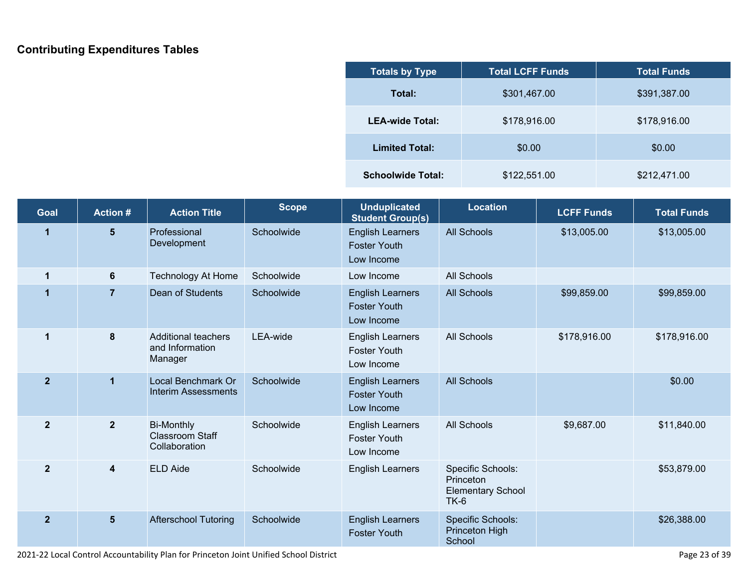## Contributing Expenditures Tables

| Totals by Type | Total LCFF Funds | Total Funds |
|---|---|---|
| **Total:** | $301,467.00 | $391,387.00 |
| **LEA-wide Total:** | $178,916.00 | $178,916.00 |
| **Limited Total:** | $0.00 | $0.00 |
| **Schoolwide Total:** | $122,551.00 | $212,471.00 |

| Goal | Action # | Action Title | Scope | Unduplicated Student Group(s) | Location | LCFF Funds | Total Funds |
|---|---|---|---|---|---|---|---|
| 1 | 5 | Professional Development | Schoolwide | English Learners<br>Foster Youth<br>Low Income | All Schools | $13,005.00 | $13,005.00 |
| 1 | 6 | Technology At Home | Schoolwide | Low Income | All Schools | | |
| 1 | 7 | Dean of Students | Schoolwide | English Learners<br>Foster Youth<br>Low Income | All Schools | $99,859.00 | $99,859.00 |
| 1 | 8 | Additional teachers and Information Manager | LEA-wide | English Learners<br>Foster Youth<br>Low Income | All Schools | $178,916.00 | $178,916.00 |
| 2 | 1 | Local Benchmark Or Interim Assessments | Schoolwide | English Learners<br>Foster Youth<br>Low Income | All Schools | | $0.00 |
| 2 | 2 | Bi-Monthly Classroom Staff Collaboration | Schoolwide | English Learners<br>Foster Youth<br>Low Income | All Schools | $9,687.00 | $11,840.00 |
| 2 | 4 | ELD Aide | Schoolwide | English Learners | Specific Schools: Princeton Elementary School TK-6 | | $53,879.00 |
| 2 | 5 | Afterschool Tutoring | Schoolwide | English Learners<br>Foster Youth | Specific Schools: Princeton High School | | $26,388.00 |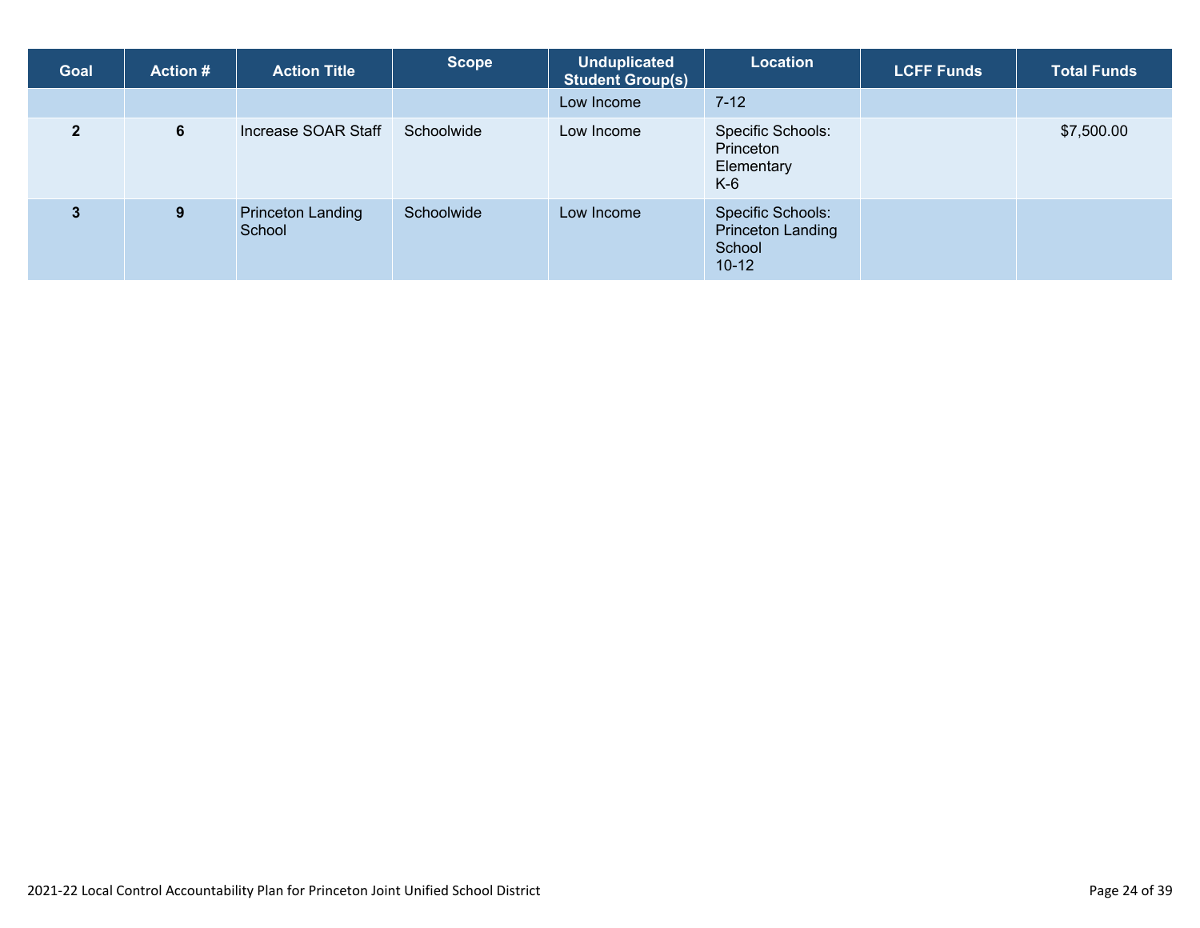| Goal | Action # | Action Title | Scope | Unduplicated Student Group(s) | Location | LCFF Funds | Total Funds |
|---|---|---|---|---|---|---|---|
| | | | | Low Income | 7-12 | | |
| 2 | 6 | Increase SOAR Staff | Schoolwide | Low Income | Specific Schools: Princeton Elementary K-6 | | $7,500.00 |
| 3 | 9 | Princeton Landing School | Schoolwide | Low Income | Specific Schools: Princeton Landing School 10-12 | | |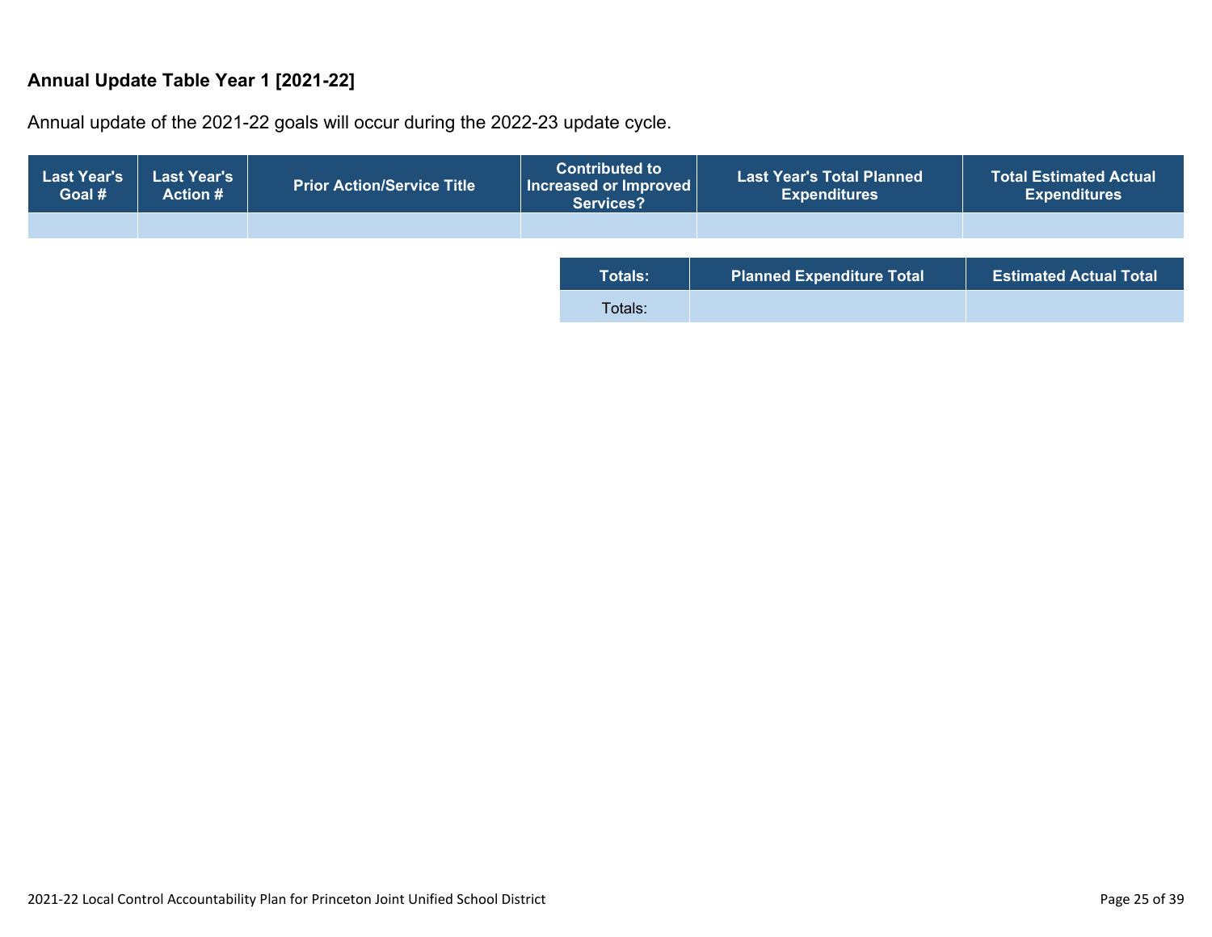### Annual Update Table Year 1 [2021-22]

Annual update of the 2021-22 goals will occur during the 2022-23 update cycle.

| Last Year's Goal # | Last Year's Action # | Prior Action/Service Title | Contributed to Increased or Improved Services? | Last Year's Total Planned Expenditures | Total Estimated Actual Expenditures |
|---|---|---|---|---|---|
| | | | | | |

| Totals: | Planned Expenditure Total | Estimated Actual Total |
|---|---|---|
| Totals: | | |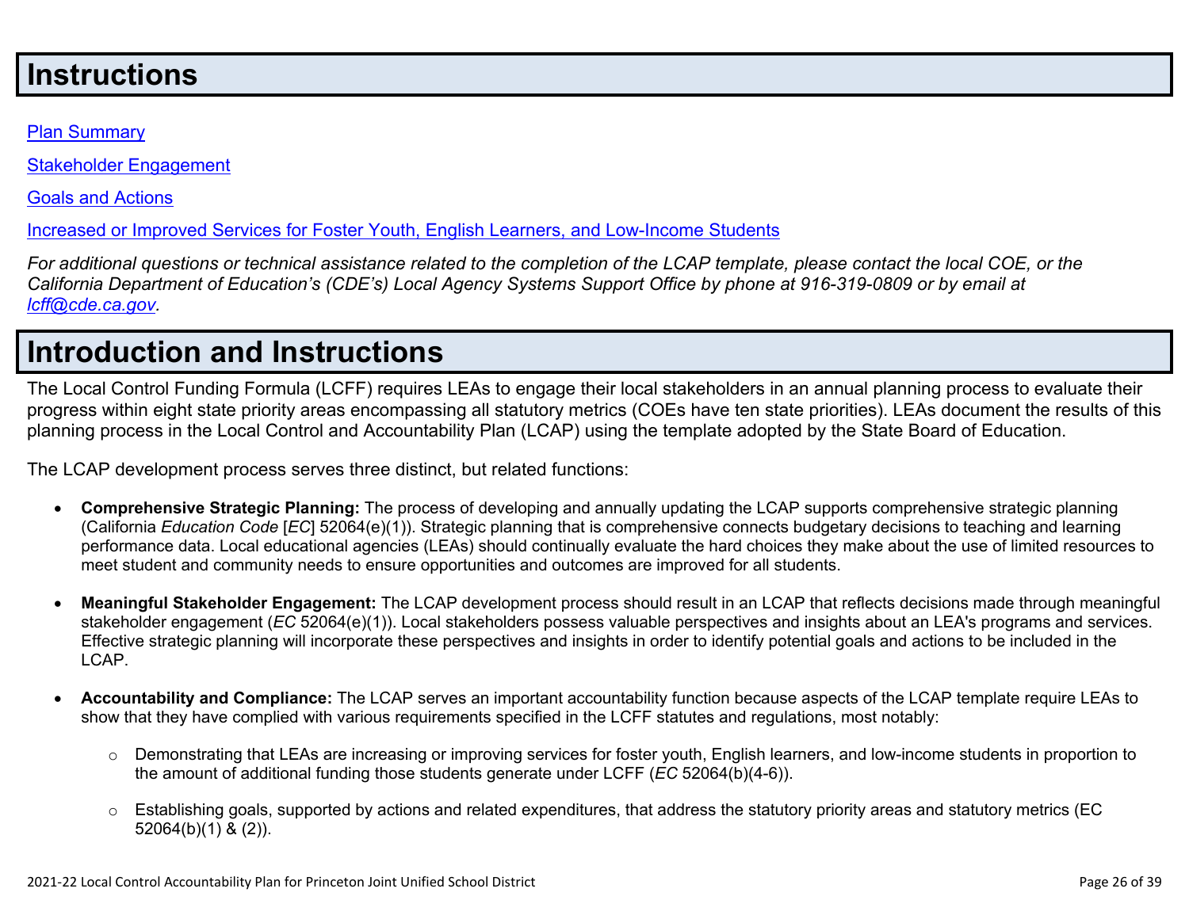# Instructions

[Plan Summary]

[Stakeholder Engagement]

[Goals and Actions]

[Increased or Improved Services for Foster Youth, English Learners, and Low-Income Students]

*For additional questions or technical assistance related to the completion of the LCAP template, please contact the local COE, or the California Department of Education's (CDE's) Local Agency Systems Support Office by phone at 916-319-0809 or by email at [lcff@cde.ca.gov](mailto:lcff@cde.ca.gov).*

# Introduction and Instructions

The Local Control Funding Formula (LCFF) requires LEAs to engage their local stakeholders in an annual planning process to evaluate their progress within eight state priority areas encompassing all statutory metrics (COEs have ten state priorities). LEAs document the results of this planning process in the Local Control and Accountability Plan (LCAP) using the template adopted by the State Board of Education.

The LCAP development process serves three distinct, but related functions:

- **Comprehensive Strategic Planning:** The process of developing and annually updating the LCAP supports comprehensive strategic planning (California *Education Code* [*EC*] 52064(e)(1)). Strategic planning that is comprehensive connects budgetary decisions to teaching and learning performance data. Local educational agencies (LEAs) should continually evaluate the hard choices they make about the use of limited resources to meet student and community needs to ensure opportunities and outcomes are improved for all students.

- **Meaningful Stakeholder Engagement:** The LCAP development process should result in an LCAP that reflects decisions made through meaningful stakeholder engagement (*EC* 52064(e)(1)). Local stakeholders possess valuable perspectives and insights about an LEA's programs and services. Effective strategic planning will incorporate these perspectives and insights in order to identify potential goals and actions to be included in the LCAP.

- **Accountability and Compliance:** The LCAP serves an important accountability function because aspects of the LCAP template require LEAs to show that they have complied with various requirements specified in the LCFF statutes and regulations, most notably:

  - Demonstrating that LEAs are increasing or improving services for foster youth, English learners, and low-income students in proportion to the amount of additional funding those students generate under LCFF (*EC* 52064(b)(4-6)).

  - Establishing goals, supported by actions and related expenditures, that address the statutory priority areas and statutory metrics (EC 52064(b)(1) & (2)).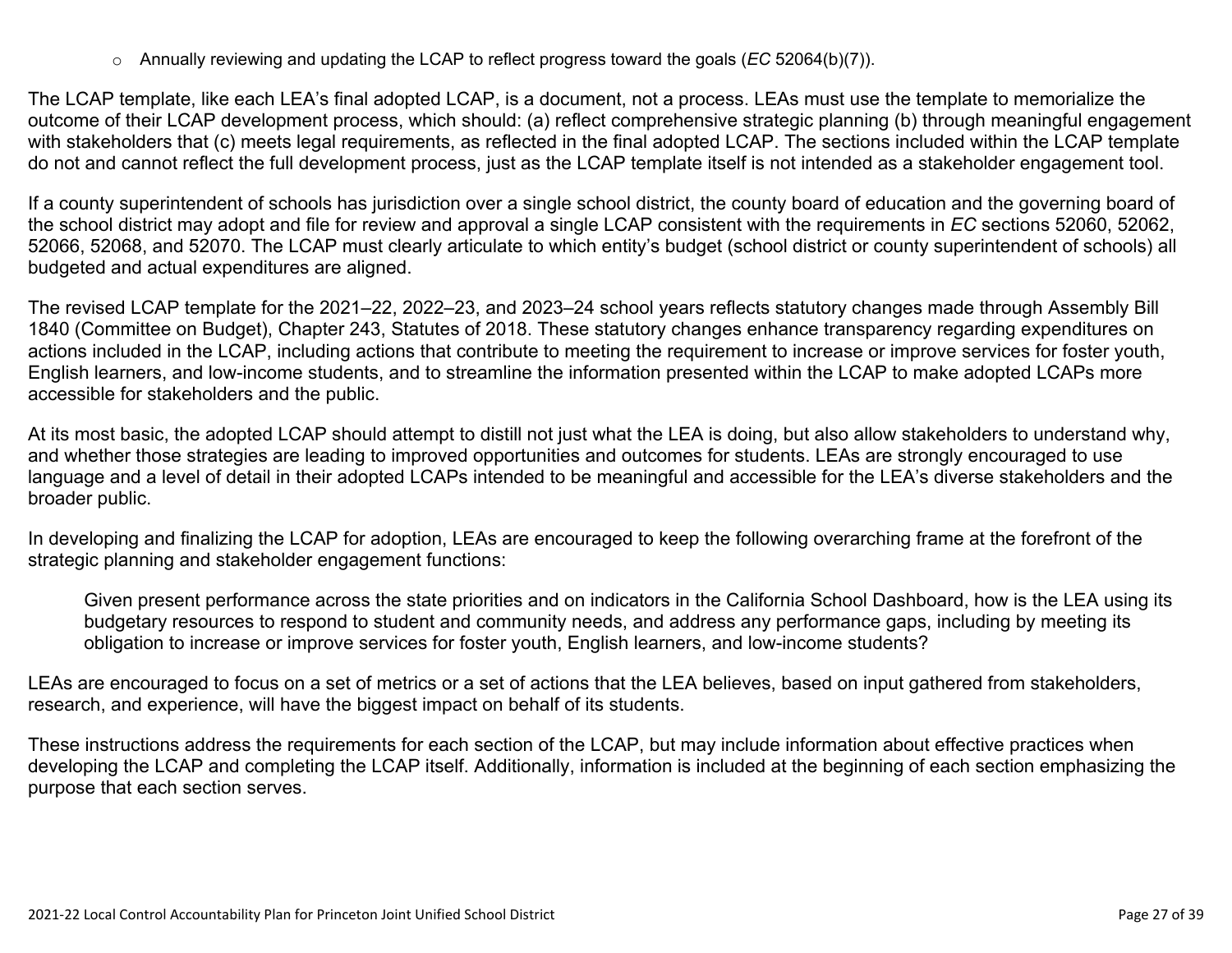- Annually reviewing and updating the LCAP to reflect progress toward the goals (*EC* 52064(b)(7)).

The LCAP template, like each LEA's final adopted LCAP, is a document, not a process. LEAs must use the template to memorialize the outcome of their LCAP development process, which should: (a) reflect comprehensive strategic planning (b) through meaningful engagement with stakeholders that (c) meets legal requirements, as reflected in the final adopted LCAP. The sections included within the LCAP template do not and cannot reflect the full development process, just as the LCAP template itself is not intended as a stakeholder engagement tool.

If a county superintendent of schools has jurisdiction over a single school district, the county board of education and the governing board of the school district may adopt and file for review and approval a single LCAP consistent with the requirements in *EC* sections 52060, 52062, 52066, 52068, and 52070. The LCAP must clearly articulate to which entity's budget (school district or county superintendent of schools) all budgeted and actual expenditures are aligned.

The revised LCAP template for the 2021–22, 2022–23, and 2023–24 school years reflects statutory changes made through Assembly Bill 1840 (Committee on Budget), Chapter 243, Statutes of 2018. These statutory changes enhance transparency regarding expenditures on actions included in the LCAP, including actions that contribute to meeting the requirement to increase or improve services for foster youth, English learners, and low-income students, and to streamline the information presented within the LCAP to make adopted LCAPs more accessible for stakeholders and the public.

At its most basic, the adopted LCAP should attempt to distill not just what the LEA is doing, but also allow stakeholders to understand why, and whether those strategies are leading to improved opportunities and outcomes for students. LEAs are strongly encouraged to use language and a level of detail in their adopted LCAPs intended to be meaningful and accessible for the LEA's diverse stakeholders and the broader public.

In developing and finalizing the LCAP for adoption, LEAs are encouraged to keep the following overarching frame at the forefront of the strategic planning and stakeholder engagement functions:

> Given present performance across the state priorities and on indicators in the California School Dashboard, how is the LEA using its budgetary resources to respond to student and community needs, and address any performance gaps, including by meeting its obligation to increase or improve services for foster youth, English learners, and low-income students?

LEAs are encouraged to focus on a set of metrics or a set of actions that the LEA believes, based on input gathered from stakeholders, research, and experience, will have the biggest impact on behalf of its students.

These instructions address the requirements for each section of the LCAP, but may include information about effective practices when developing the LCAP and completing the LCAP itself. Additionally, information is included at the beginning of each section emphasizing the purpose that each section serves.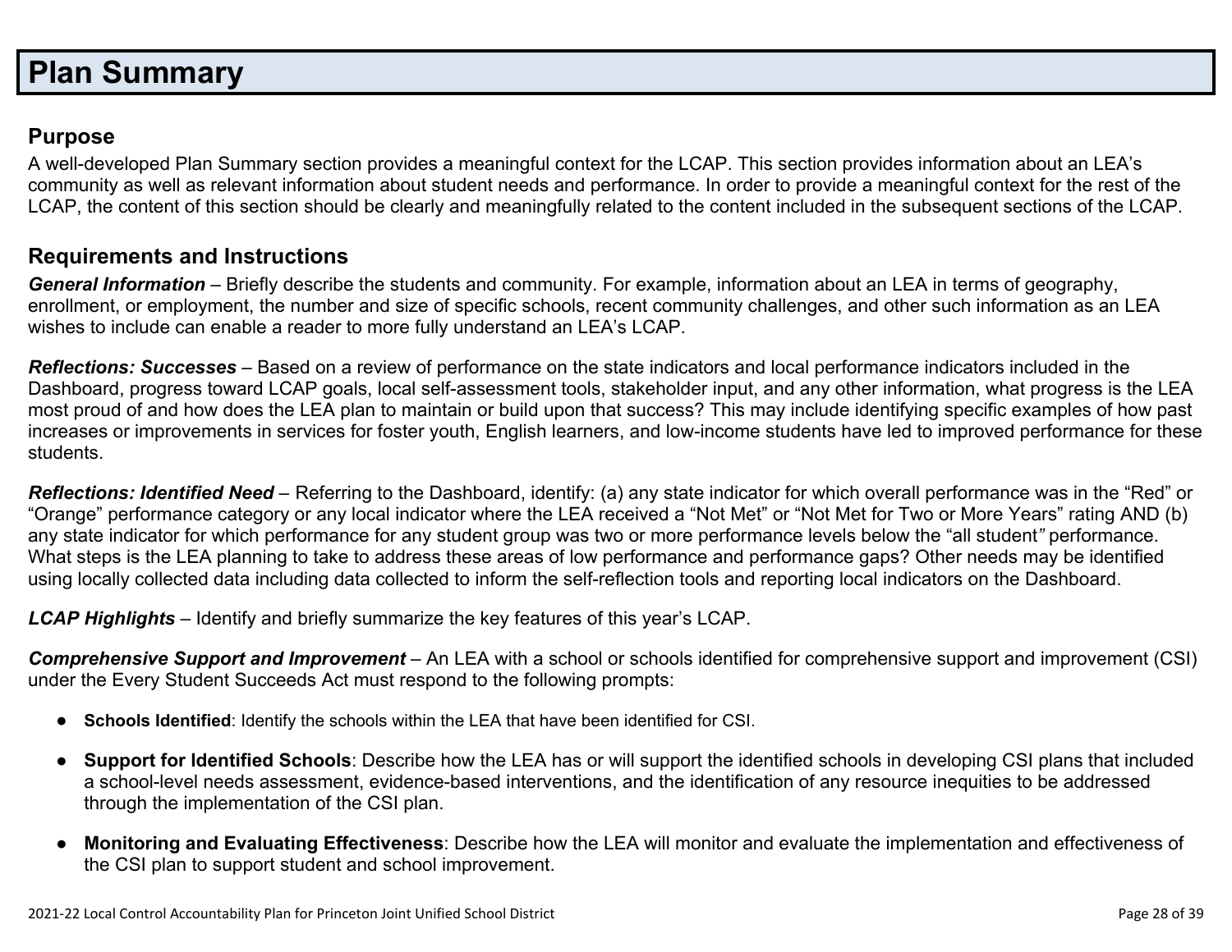# Plan Summary

## Purpose

A well-developed Plan Summary section provides a meaningful context for the LCAP. This section provides information about an LEA's community as well as relevant information about student needs and performance. In order to provide a meaningful context for the rest of the LCAP, the content of this section should be clearly and meaningfully related to the content included in the subsequent sections of the LCAP.

## Requirements and Instructions

***General Information*** – Briefly describe the students and community. For example, information about an LEA in terms of geography, enrollment, or employment, the number and size of specific schools, recent community challenges, and other such information as an LEA wishes to include can enable a reader to more fully understand an LEA's LCAP.

***Reflections: Successes*** – Based on a review of performance on the state indicators and local performance indicators included in the Dashboard, progress toward LCAP goals, local self-assessment tools, stakeholder input, and any other information, what progress is the LEA most proud of and how does the LEA plan to maintain or build upon that success? This may include identifying specific examples of how past increases or improvements in services for foster youth, English learners, and low-income students have led to improved performance for these students.

***Reflections: Identified Need*** – Referring to the Dashboard, identify: (a) any state indicator for which overall performance was in the "Red" or "Orange" performance category or any local indicator where the LEA received a "Not Met" or "Not Met for Two or More Years" rating AND (b) any state indicator for which performance for any student group was two or more performance levels below the "all student" performance. What steps is the LEA planning to take to address these areas of low performance and performance gaps? Other needs may be identified using locally collected data including data collected to inform the self-reflection tools and reporting local indicators on the Dashboard.

***LCAP Highlights*** – Identify and briefly summarize the key features of this year's LCAP.

***Comprehensive Support and Improvement*** – An LEA with a school or schools identified for comprehensive support and improvement (CSI) under the Every Student Succeeds Act must respond to the following prompts:

- **Schools Identified**: Identify the schools within the LEA that have been identified for CSI.
- **Support for Identified Schools**: Describe how the LEA has or will support the identified schools in developing CSI plans that included a school-level needs assessment, evidence-based interventions, and the identification of any resource inequities to be addressed through the implementation of the CSI plan.
- **Monitoring and Evaluating Effectiveness**: Describe how the LEA will monitor and evaluate the implementation and effectiveness of the CSI plan to support student and school improvement.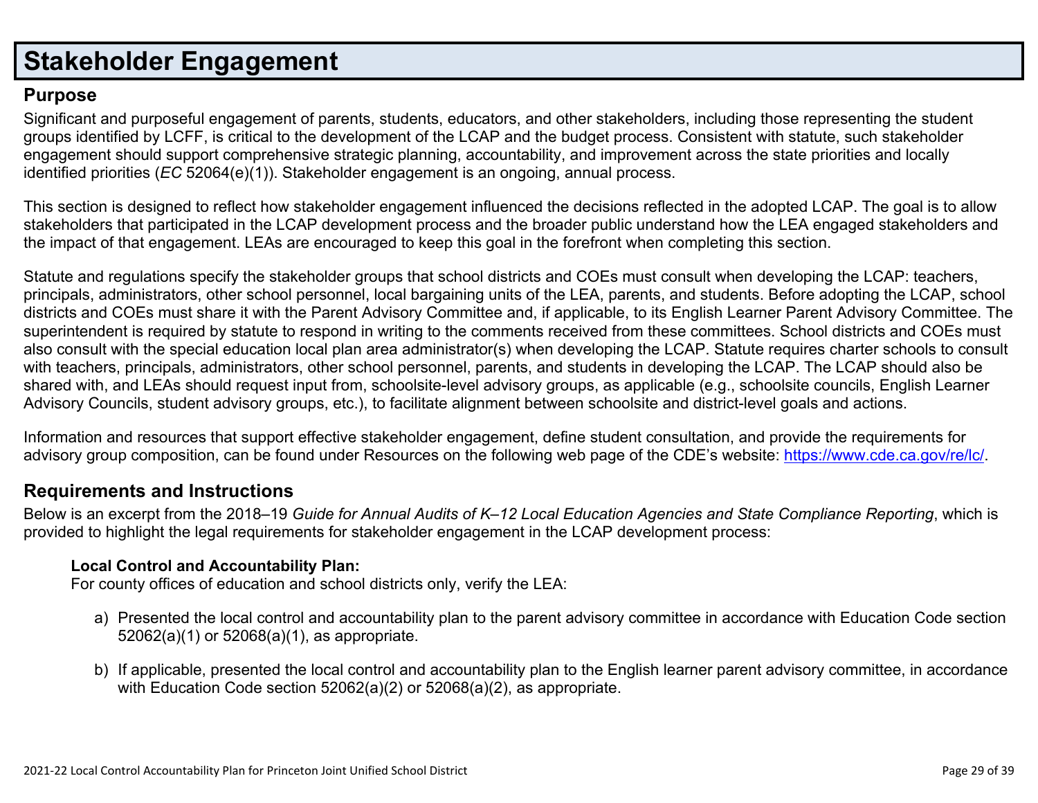# Stakeholder Engagement

## Purpose

Significant and purposeful engagement of parents, students, educators, and other stakeholders, including those representing the student groups identified by LCFF, is critical to the development of the LCAP and the budget process. Consistent with statute, such stakeholder engagement should support comprehensive strategic planning, accountability, and improvement across the state priorities and locally identified priorities (*EC* 52064(e)(1)). Stakeholder engagement is an ongoing, annual process.

This section is designed to reflect how stakeholder engagement influenced the decisions reflected in the adopted LCAP. The goal is to allow stakeholders that participated in the LCAP development process and the broader public understand how the LEA engaged stakeholders and the impact of that engagement. LEAs are encouraged to keep this goal in the forefront when completing this section.

Statute and regulations specify the stakeholder groups that school districts and COEs must consult when developing the LCAP: teachers, principals, administrators, other school personnel, local bargaining units of the LEA, parents, and students. Before adopting the LCAP, school districts and COEs must share it with the Parent Advisory Committee and, if applicable, to its English Learner Parent Advisory Committee. The superintendent is required by statute to respond in writing to the comments received from these committees. School districts and COEs must also consult with the special education local plan area administrator(s) when developing the LCAP. Statute requires charter schools to consult with teachers, principals, administrators, other school personnel, parents, and students in developing the LCAP. The LCAP should also be shared with, and LEAs should request input from, schoolsite-level advisory groups, as applicable (e.g., schoolsite councils, English Learner Advisory Councils, student advisory groups, etc.), to facilitate alignment between schoolsite and district-level goals and actions.

Information and resources that support effective stakeholder engagement, define student consultation, and provide the requirements for advisory group composition, can be found under Resources on the following web page of the CDE's website: [https://www.cde.ca.gov/re/lc/](https://www.cde.ca.gov/re/lc/).

## Requirements and Instructions

Below is an excerpt from the 2018–19 *Guide for Annual Audits of K–12 Local Education Agencies and State Compliance Reporting*, which is provided to highlight the legal requirements for stakeholder engagement in the LCAP development process:

**Local Control and Accountability Plan:**
For county offices of education and school districts only, verify the LEA:

a) Presented the local control and accountability plan to the parent advisory committee in accordance with Education Code section 52062(a)(1) or 52068(a)(1), as appropriate.

b) If applicable, presented the local control and accountability plan to the English learner parent advisory committee, in accordance with Education Code section 52062(a)(2) or 52068(a)(2), as appropriate.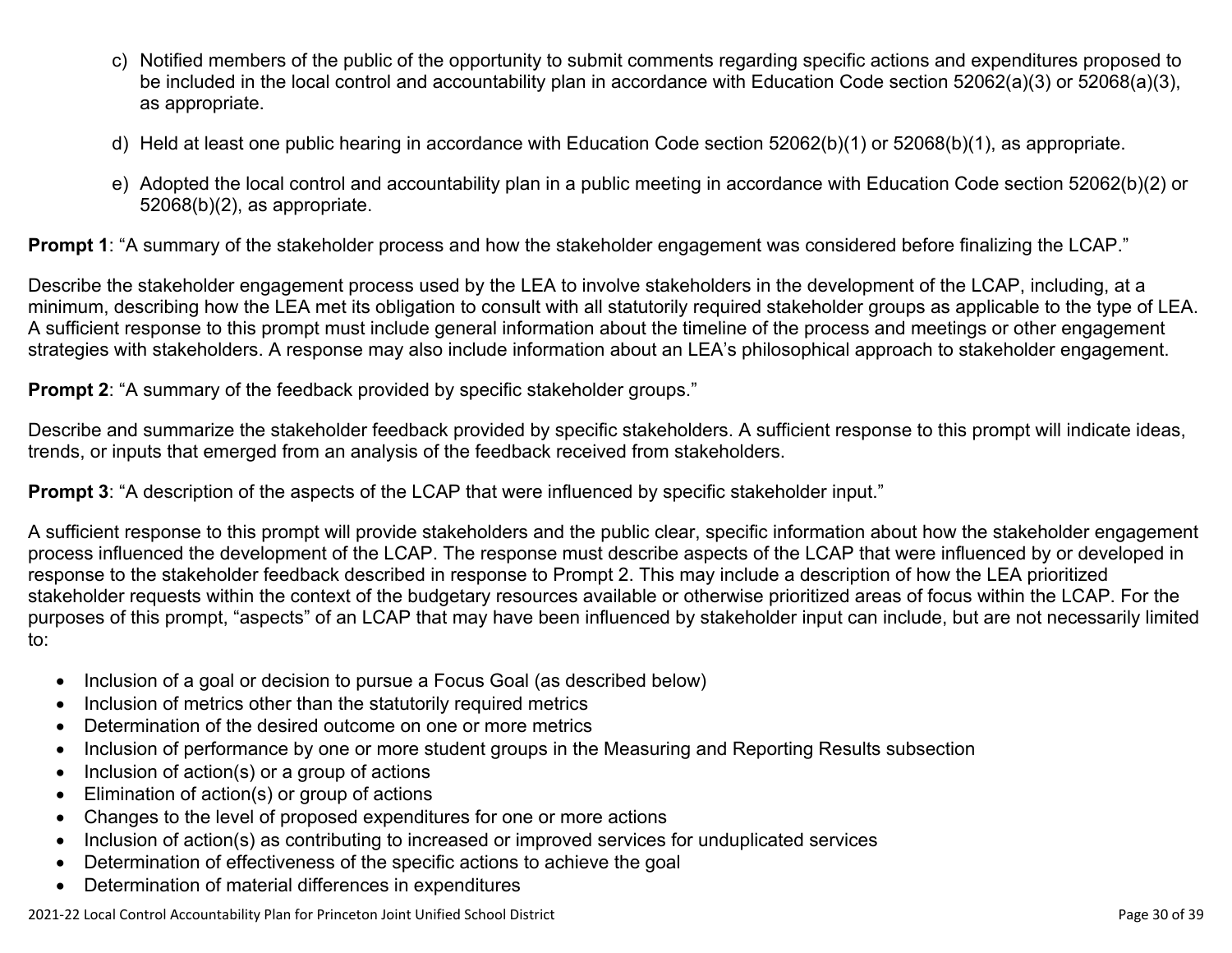c) Notified members of the public of the opportunity to submit comments regarding specific actions and expenditures proposed to be included in the local control and accountability plan in accordance with Education Code section 52062(a)(3) or 52068(a)(3), as appropriate.

d) Held at least one public hearing in accordance with Education Code section 52062(b)(1) or 52068(b)(1), as appropriate.

e) Adopted the local control and accountability plan in a public meeting in accordance with Education Code section 52062(b)(2) or 52068(b)(2), as appropriate.

**Prompt 1**: "A summary of the stakeholder process and how the stakeholder engagement was considered before finalizing the LCAP."

Describe the stakeholder engagement process used by the LEA to involve stakeholders in the development of the LCAP, including, at a minimum, describing how the LEA met its obligation to consult with all statutorily required stakeholder groups as applicable to the type of LEA. A sufficient response to this prompt must include general information about the timeline of the process and meetings or other engagement strategies with stakeholders. A response may also include information about an LEA's philosophical approach to stakeholder engagement.

**Prompt 2**: "A summary of the feedback provided by specific stakeholder groups."

Describe and summarize the stakeholder feedback provided by specific stakeholders. A sufficient response to this prompt will indicate ideas, trends, or inputs that emerged from an analysis of the feedback received from stakeholders.

**Prompt 3**: "A description of the aspects of the LCAP that were influenced by specific stakeholder input."

A sufficient response to this prompt will provide stakeholders and the public clear, specific information about how the stakeholder engagement process influenced the development of the LCAP. The response must describe aspects of the LCAP that were influenced by or developed in response to the stakeholder feedback described in response to Prompt 2. This may include a description of how the LEA prioritized stakeholder requests within the context of the budgetary resources available or otherwise prioritized areas of focus within the LCAP. For the purposes of this prompt, "aspects" of an LCAP that may have been influenced by stakeholder input can include, but are not necessarily limited to:

- Inclusion of a goal or decision to pursue a Focus Goal (as described below)
- Inclusion of metrics other than the statutorily required metrics
- Determination of the desired outcome on one or more metrics
- Inclusion of performance by one or more student groups in the Measuring and Reporting Results subsection
- Inclusion of action(s) or a group of actions
- Elimination of action(s) or group of actions
- Changes to the level of proposed expenditures for one or more actions
- Inclusion of action(s) as contributing to increased or improved services for unduplicated services
- Determination of effectiveness of the specific actions to achieve the goal
- Determination of material differences in expenditures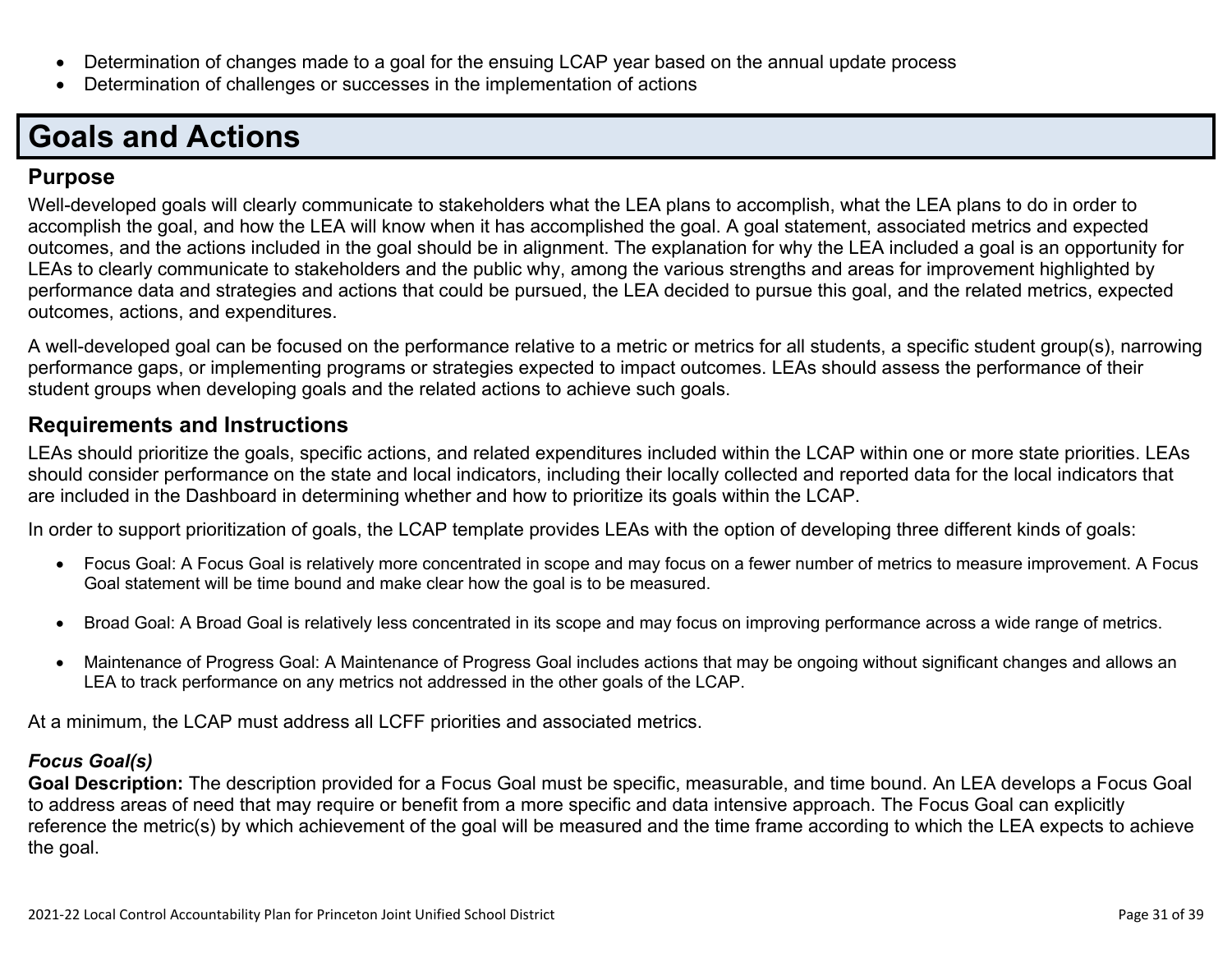- Determination of changes made to a goal for the ensuing LCAP year based on the annual update process
- Determination of challenges or successes in the implementation of actions

# Goals and Actions

## Purpose

Well-developed goals will clearly communicate to stakeholders what the LEA plans to accomplish, what the LEA plans to do in order to accomplish the goal, and how the LEA will know when it has accomplished the goal. A goal statement, associated metrics and expected outcomes, and the actions included in the goal should be in alignment. The explanation for why the LEA included a goal is an opportunity for LEAs to clearly communicate to stakeholders and the public why, among the various strengths and areas for improvement highlighted by performance data and strategies and actions that could be pursued, the LEA decided to pursue this goal, and the related metrics, expected outcomes, actions, and expenditures.

A well-developed goal can be focused on the performance relative to a metric or metrics for all students, a specific student group(s), narrowing performance gaps, or implementing programs or strategies expected to impact outcomes. LEAs should assess the performance of their student groups when developing goals and the related actions to achieve such goals.

## Requirements and Instructions

LEAs should prioritize the goals, specific actions, and related expenditures included within the LCAP within one or more state priorities. LEAs should consider performance on the state and local indicators, including their locally collected and reported data for the local indicators that are included in the Dashboard in determining whether and how to prioritize its goals within the LCAP.

In order to support prioritization of goals, the LCAP template provides LEAs with the option of developing three different kinds of goals:

- Focus Goal: A Focus Goal is relatively more concentrated in scope and may focus on a fewer number of metrics to measure improvement. A Focus Goal statement will be time bound and make clear how the goal is to be measured.
- Broad Goal: A Broad Goal is relatively less concentrated in its scope and may focus on improving performance across a wide range of metrics.
- Maintenance of Progress Goal: A Maintenance of Progress Goal includes actions that may be ongoing without significant changes and allows an LEA to track performance on any metrics not addressed in the other goals of the LCAP.

At a minimum, the LCAP must address all LCFF priorities and associated metrics.

***Focus Goal(s)***

**Goal Description:** The description provided for a Focus Goal must be specific, measurable, and time bound. An LEA develops a Focus Goal to address areas of need that may require or benefit from a more specific and data intensive approach. The Focus Goal can explicitly reference the metric(s) by which achievement of the goal will be measured and the time frame according to which the LEA expects to achieve the goal.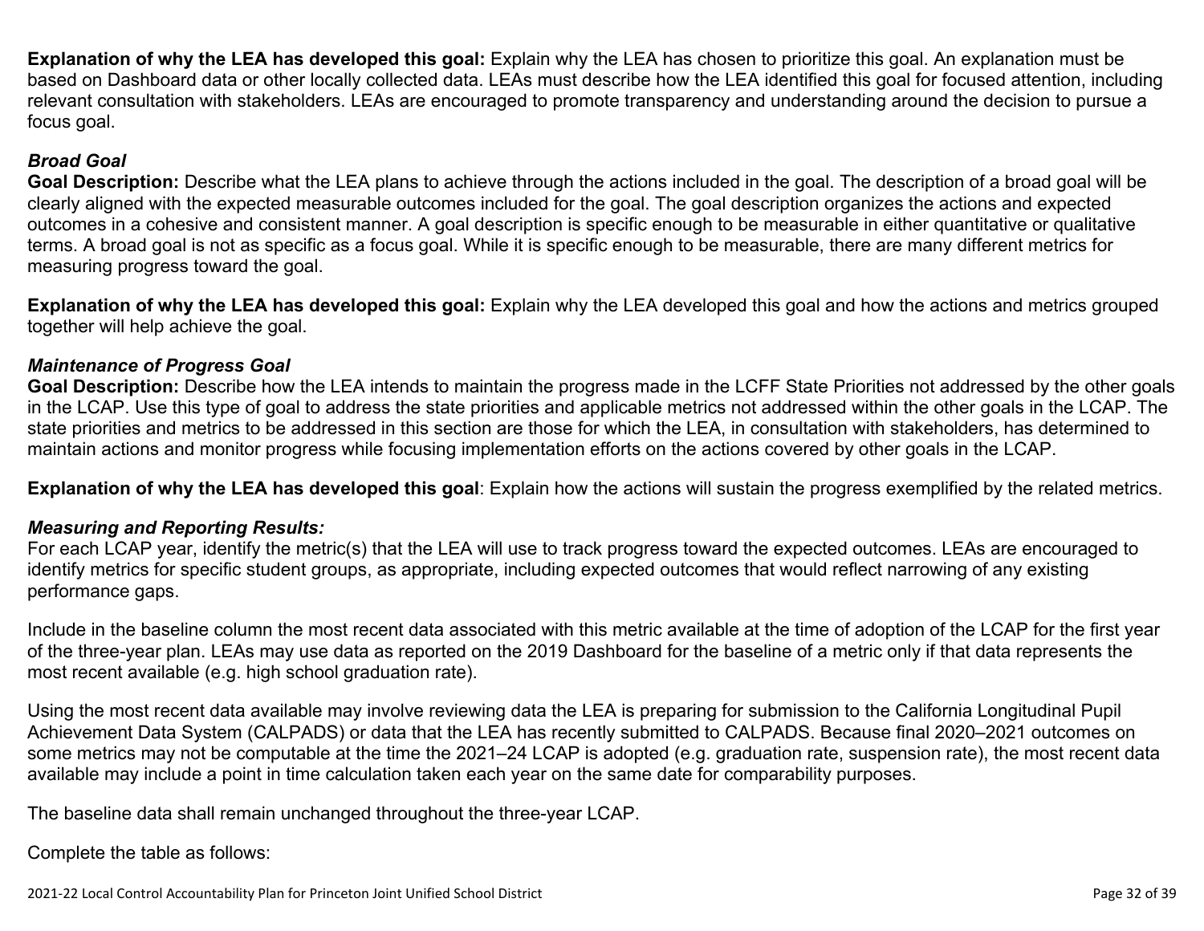**Explanation of why the LEA has developed this goal:** Explain why the LEA has chosen to prioritize this goal. An explanation must be based on Dashboard data or other locally collected data. LEAs must describe how the LEA identified this goal for focused attention, including relevant consultation with stakeholders. LEAs are encouraged to promote transparency and understanding around the decision to pursue a focus goal.

### *Broad Goal*

**Goal Description:** Describe what the LEA plans to achieve through the actions included in the goal. The description of a broad goal will be clearly aligned with the expected measurable outcomes included for the goal. The goal description organizes the actions and expected outcomes in a cohesive and consistent manner. A goal description is specific enough to be measurable in either quantitative or qualitative terms. A broad goal is not as specific as a focus goal. While it is specific enough to be measurable, there are many different metrics for measuring progress toward the goal.

**Explanation of why the LEA has developed this goal:** Explain why the LEA developed this goal and how the actions and metrics grouped together will help achieve the goal.

### *Maintenance of Progress Goal*

**Goal Description:** Describe how the LEA intends to maintain the progress made in the LCFF State Priorities not addressed by the other goals in the LCAP. Use this type of goal to address the state priorities and applicable metrics not addressed within the other goals in the LCAP. The state priorities and metrics to be addressed in this section are those for which the LEA, in consultation with stakeholders, has determined to maintain actions and monitor progress while focusing implementation efforts on the actions covered by other goals in the LCAP.

**Explanation of why the LEA has developed this goal**: Explain how the actions will sustain the progress exemplified by the related metrics.

### *Measuring and Reporting Results:*

For each LCAP year, identify the metric(s) that the LEA will use to track progress toward the expected outcomes. LEAs are encouraged to identify metrics for specific student groups, as appropriate, including expected outcomes that would reflect narrowing of any existing performance gaps.

Include in the baseline column the most recent data associated with this metric available at the time of adoption of the LCAP for the first year of the three-year plan. LEAs may use data as reported on the 2019 Dashboard for the baseline of a metric only if that data represents the most recent available (e.g. high school graduation rate).

Using the most recent data available may involve reviewing data the LEA is preparing for submission to the California Longitudinal Pupil Achievement Data System (CALPADS) or data that the LEA has recently submitted to CALPADS. Because final 2020–2021 outcomes on some metrics may not be computable at the time the 2021–24 LCAP is adopted (e.g. graduation rate, suspension rate), the most recent data available may include a point in time calculation taken each year on the same date for comparability purposes.

The baseline data shall remain unchanged throughout the three-year LCAP.

Complete the table as follows: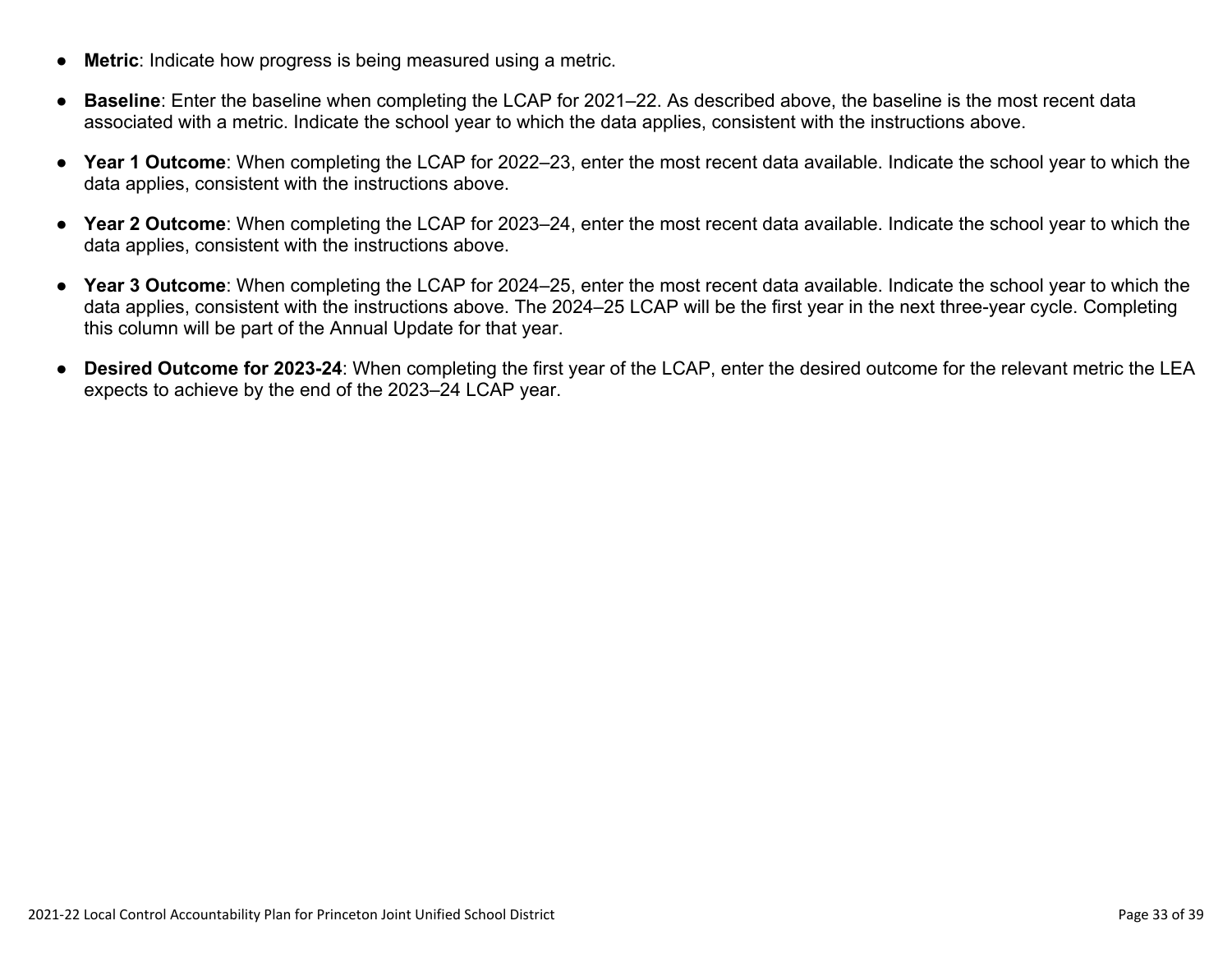- **Metric**: Indicate how progress is being measured using a metric.
- **Baseline**: Enter the baseline when completing the LCAP for 2021–22. As described above, the baseline is the most recent data associated with a metric. Indicate the school year to which the data applies, consistent with the instructions above.
- **Year 1 Outcome**: When completing the LCAP for 2022–23, enter the most recent data available. Indicate the school year to which the data applies, consistent with the instructions above.
- **Year 2 Outcome**: When completing the LCAP for 2023–24, enter the most recent data available. Indicate the school year to which the data applies, consistent with the instructions above.
- **Year 3 Outcome**: When completing the LCAP for 2024–25, enter the most recent data available. Indicate the school year to which the data applies, consistent with the instructions above. The 2024–25 LCAP will be the first year in the next three-year cycle. Completing this column will be part of the Annual Update for that year.
- **Desired Outcome for 2023-24**: When completing the first year of the LCAP, enter the desired outcome for the relevant metric the LEA expects to achieve by the end of the 2023–24 LCAP year.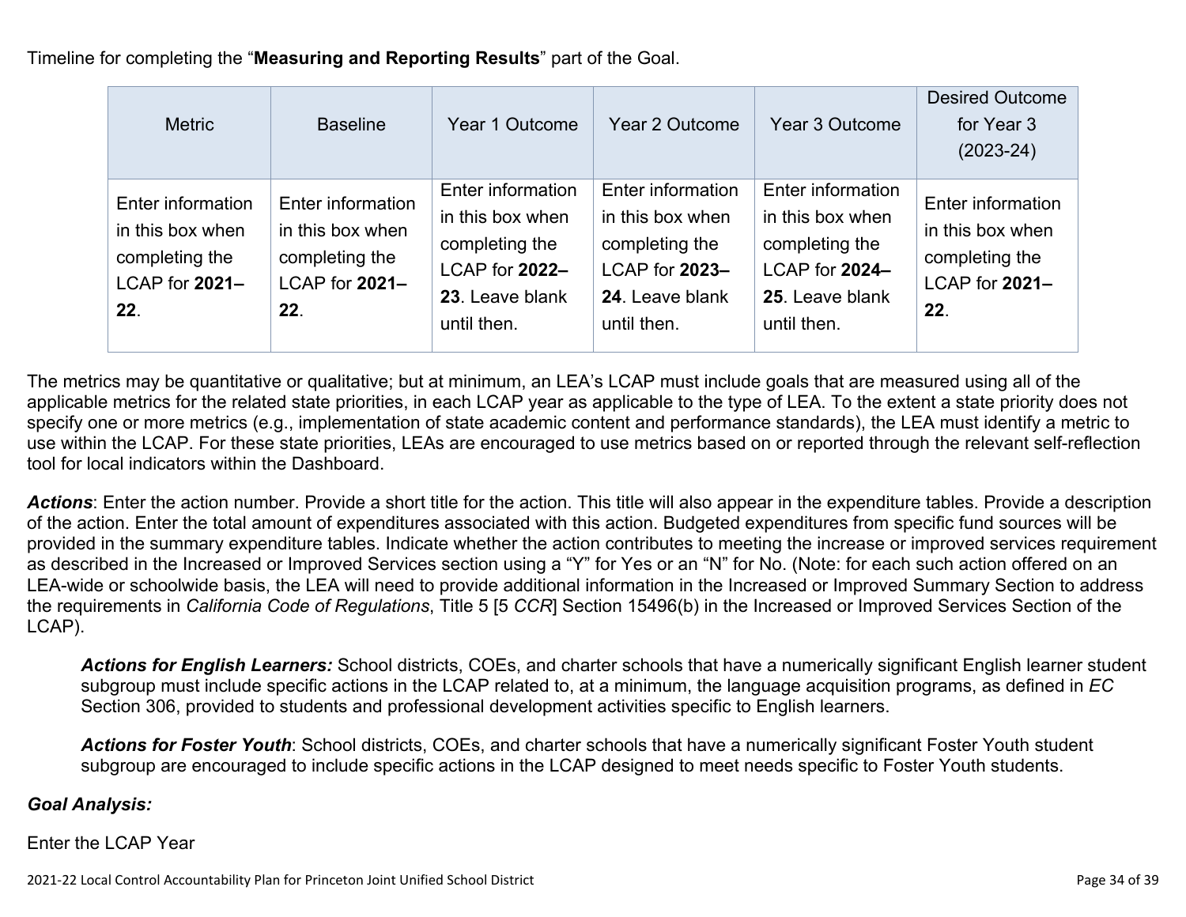Timeline for completing the "**Measuring and Reporting Results**" part of the Goal.

| Metric | Baseline | Year 1 Outcome | Year 2 Outcome | Year 3 Outcome | Desired Outcome for Year 3 (2023-24) |
|---|---|---|---|---|---|
| Enter information in this box when completing the LCAP for **2021–22**. | Enter information in this box when completing the LCAP for **2021–22**. | Enter information in this box when completing the LCAP for **2022–23**. Leave blank until then. | Enter information in this box when completing the LCAP for **2023–24**. Leave blank until then. | Enter information in this box when completing the LCAP for **2024–25**. Leave blank until then. | Enter information in this box when completing the LCAP for **2021–22**. |

The metrics may be quantitative or qualitative; but at minimum, an LEA's LCAP must include goals that are measured using all of the applicable metrics for the related state priorities, in each LCAP year as applicable to the type of LEA. To the extent a state priority does not specify one or more metrics (e.g., implementation of state academic content and performance standards), the LEA must identify a metric to use within the LCAP. For these state priorities, LEAs are encouraged to use metrics based on or reported through the relevant self-reflection tool for local indicators within the Dashboard.

***Actions***: Enter the action number. Provide a short title for the action. This title will also appear in the expenditure tables. Provide a description of the action. Enter the total amount of expenditures associated with this action. Budgeted expenditures from specific fund sources will be provided in the summary expenditure tables. Indicate whether the action contributes to meeting the increase or improved services requirement as described in the Increased or Improved Services section using a "Y" for Yes or an "N" for No. (Note: for each such action offered on an LEA-wide or schoolwide basis, the LEA will need to provide additional information in the Increased or Improved Summary Section to address the requirements in *California Code of Regulations*, Title 5 [5 *CCR*] Section 15496(b) in the Increased or Improved Services Section of the LCAP).

> ***Actions for English Learners:*** School districts, COEs, and charter schools that have a numerically significant English learner student subgroup must include specific actions in the LCAP related to, at a minimum, the language acquisition programs, as defined in *EC* Section 306, provided to students and professional development activities specific to English learners.
>
> ***Actions for Foster Youth***: School districts, COEs, and charter schools that have a numerically significant Foster Youth student subgroup are encouraged to include specific actions in the LCAP designed to meet needs specific to Foster Youth students.

***Goal Analysis:***

Enter the LCAP Year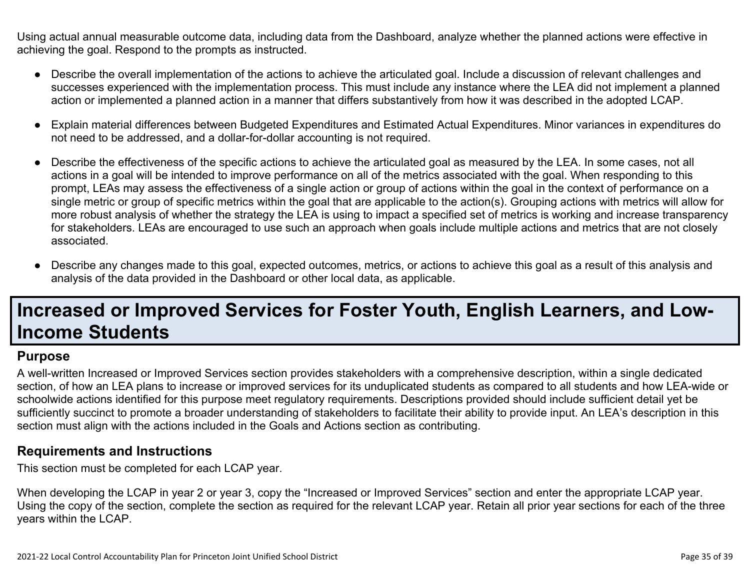Using actual annual measurable outcome data, including data from the Dashboard, analyze whether the planned actions were effective in achieving the goal. Respond to the prompts as instructed.

- Describe the overall implementation of the actions to achieve the articulated goal. Include a discussion of relevant challenges and successes experienced with the implementation process. This must include any instance where the LEA did not implement a planned action or implemented a planned action in a manner that differs substantively from how it was described in the adopted LCAP.
- Explain material differences between Budgeted Expenditures and Estimated Actual Expenditures. Minor variances in expenditures do not need to be addressed, and a dollar-for-dollar accounting is not required.
- Describe the effectiveness of the specific actions to achieve the articulated goal as measured by the LEA. In some cases, not all actions in a goal will be intended to improve performance on all of the metrics associated with the goal. When responding to this prompt, LEAs may assess the effectiveness of a single action or group of actions within the goal in the context of performance on a single metric or group of specific metrics within the goal that are applicable to the action(s). Grouping actions with metrics will allow for more robust analysis of whether the strategy the LEA is using to impact a specified set of metrics is working and increase transparency for stakeholders. LEAs are encouraged to use such an approach when goals include multiple actions and metrics that are not closely associated.
- Describe any changes made to this goal, expected outcomes, metrics, or actions to achieve this goal as a result of this analysis and analysis of the data provided in the Dashboard or other local data, as applicable.

# Increased or Improved Services for Foster Youth, English Learners, and Low-Income Students

### Purpose

A well-written Increased or Improved Services section provides stakeholders with a comprehensive description, within a single dedicated section, of how an LEA plans to increase or improved services for its unduplicated students as compared to all students and how LEA-wide or schoolwide actions identified for this purpose meet regulatory requirements. Descriptions provided should include sufficient detail yet be sufficiently succinct to promote a broader understanding of stakeholders to facilitate their ability to provide input. An LEA's description in this section must align with the actions included in the Goals and Actions section as contributing.

### Requirements and Instructions

This section must be completed for each LCAP year.

When developing the LCAP in year 2 or year 3, copy the "Increased or Improved Services" section and enter the appropriate LCAP year. Using the copy of the section, complete the section as required for the relevant LCAP year. Retain all prior year sections for each of the three years within the LCAP.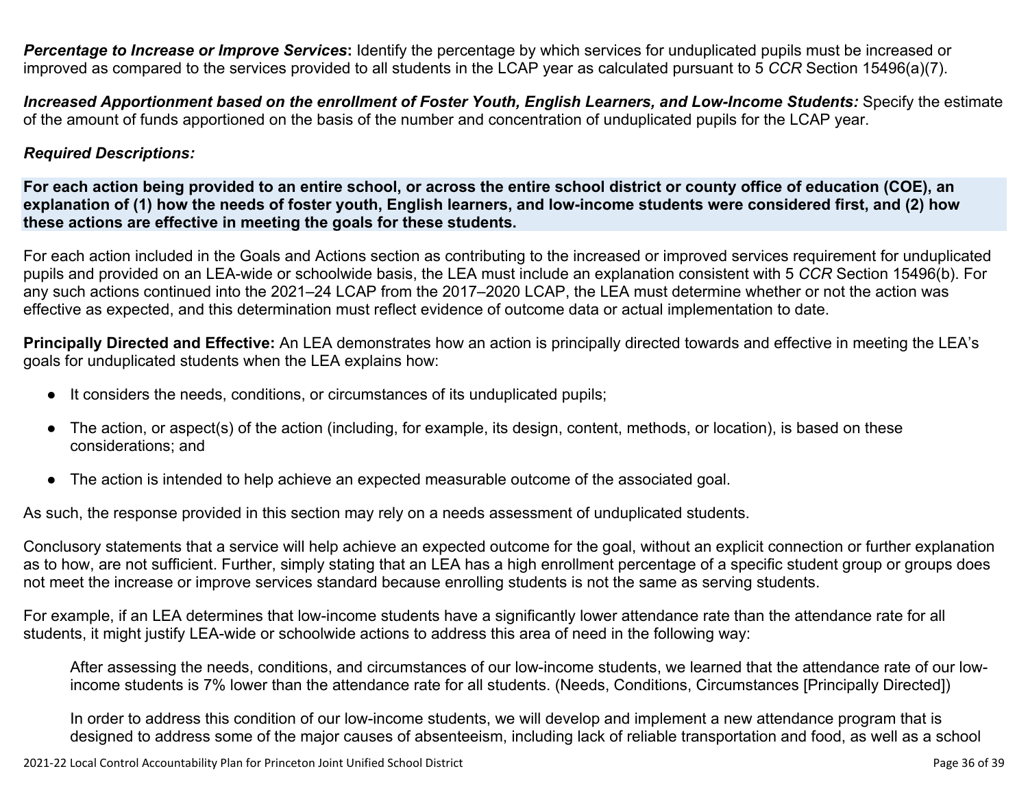***Percentage to Increase or Improve Services*:** Identify the percentage by which services for unduplicated pupils must be increased or improved as compared to the services provided to all students in the LCAP year as calculated pursuant to 5 *CCR* Section 15496(a)(7).

***Increased Apportionment based on the enrollment of Foster Youth, English Learners, and Low-Income Students:*** Specify the estimate of the amount of funds apportioned on the basis of the number and concentration of unduplicated pupils for the LCAP year.

***Required Descriptions:***

**For each action being provided to an entire school, or across the entire school district or county office of education (COE), an explanation of (1) how the needs of foster youth, English learners, and low-income students were considered first, and (2) how these actions are effective in meeting the goals for these students.**

For each action included in the Goals and Actions section as contributing to the increased or improved services requirement for unduplicated pupils and provided on an LEA-wide or schoolwide basis, the LEA must include an explanation consistent with 5 *CCR* Section 15496(b). For any such actions continued into the 2021–24 LCAP from the 2017–2020 LCAP, the LEA must determine whether or not the action was effective as expected, and this determination must reflect evidence of outcome data or actual implementation to date.

**Principally Directed and Effective:** An LEA demonstrates how an action is principally directed towards and effective in meeting the LEA's goals for unduplicated students when the LEA explains how:

- It considers the needs, conditions, or circumstances of its unduplicated pupils;
- The action, or aspect(s) of the action (including, for example, its design, content, methods, or location), is based on these considerations; and
- The action is intended to help achieve an expected measurable outcome of the associated goal.

As such, the response provided in this section may rely on a needs assessment of unduplicated students.

Conclusory statements that a service will help achieve an expected outcome for the goal, without an explicit connection or further explanation as to how, are not sufficient. Further, simply stating that an LEA has a high enrollment percentage of a specific student group or groups does not meet the increase or improve services standard because enrolling students is not the same as serving students.

For example, if an LEA determines that low-income students have a significantly lower attendance rate than the attendance rate for all students, it might justify LEA-wide or schoolwide actions to address this area of need in the following way:

> After assessing the needs, conditions, and circumstances of our low-income students, we learned that the attendance rate of our low-income students is 7% lower than the attendance rate for all students. (Needs, Conditions, Circumstances [Principally Directed])
>
> In order to address this condition of our low-income students, we will develop and implement a new attendance program that is designed to address some of the major causes of absenteeism, including lack of reliable transportation and food, as well as a school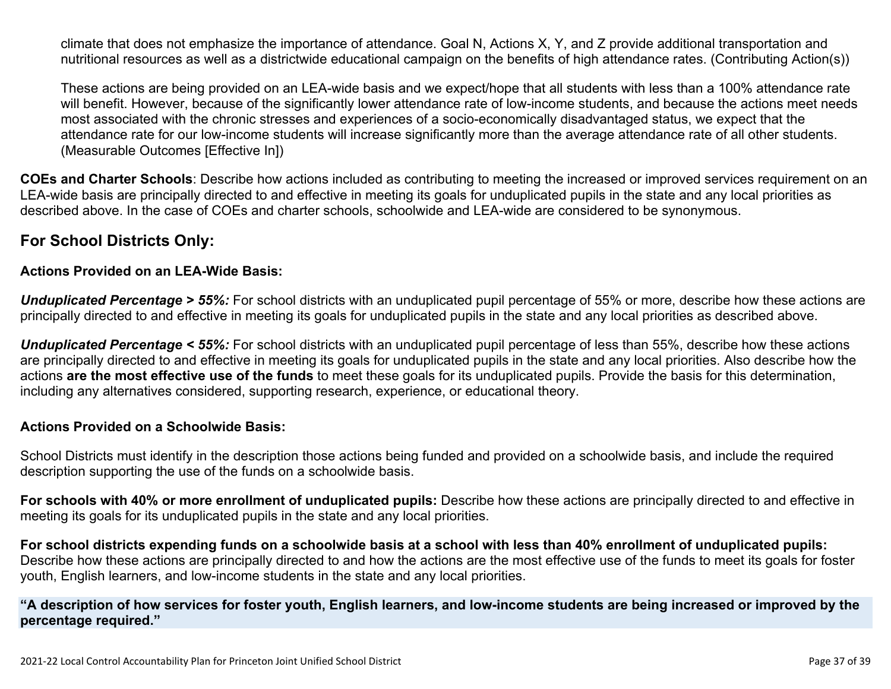climate that does not emphasize the importance of attendance. Goal N, Actions X, Y, and Z provide additional transportation and nutritional resources as well as a districtwide educational campaign on the benefits of high attendance rates. (Contributing Action(s))

These actions are being provided on an LEA-wide basis and we expect/hope that all students with less than a 100% attendance rate will benefit. However, because of the significantly lower attendance rate of low-income students, and because the actions meet needs most associated with the chronic stresses and experiences of a socio-economically disadvantaged status, we expect that the attendance rate for our low-income students will increase significantly more than the average attendance rate of all other students. (Measurable Outcomes [Effective In])

**COEs and Charter Schools**: Describe how actions included as contributing to meeting the increased or improved services requirement on an LEA-wide basis are principally directed to and effective in meeting its goals for unduplicated pupils in the state and any local priorities as described above. In the case of COEs and charter schools, schoolwide and LEA-wide are considered to be synonymous.

## For School Districts Only:

**Actions Provided on an LEA-Wide Basis:**

***Unduplicated Percentage > 55%:*** For school districts with an unduplicated pupil percentage of 55% or more, describe how these actions are principally directed to and effective in meeting its goals for unduplicated pupils in the state and any local priorities as described above.

***Unduplicated Percentage < 55%:*** For school districts with an unduplicated pupil percentage of less than 55%, describe how these actions are principally directed to and effective in meeting its goals for unduplicated pupils in the state and any local priorities. Also describe how the actions **are the most effective use of the funds** to meet these goals for its unduplicated pupils. Provide the basis for this determination, including any alternatives considered, supporting research, experience, or educational theory.

**Actions Provided on a Schoolwide Basis:**

School Districts must identify in the description those actions being funded and provided on a schoolwide basis, and include the required description supporting the use of the funds on a schoolwide basis.

**For schools with 40% or more enrollment of unduplicated pupils:** Describe how these actions are principally directed to and effective in meeting its goals for its unduplicated pupils in the state and any local priorities.

**For school districts expending funds on a schoolwide basis at a school with less than 40% enrollment of unduplicated pupils:** Describe how these actions are principally directed to and how the actions are the most effective use of the funds to meet its goals for foster youth, English learners, and low-income students in the state and any local priorities.

**"A description of how services for foster youth, English learners, and low-income students are being increased or improved by the percentage required."**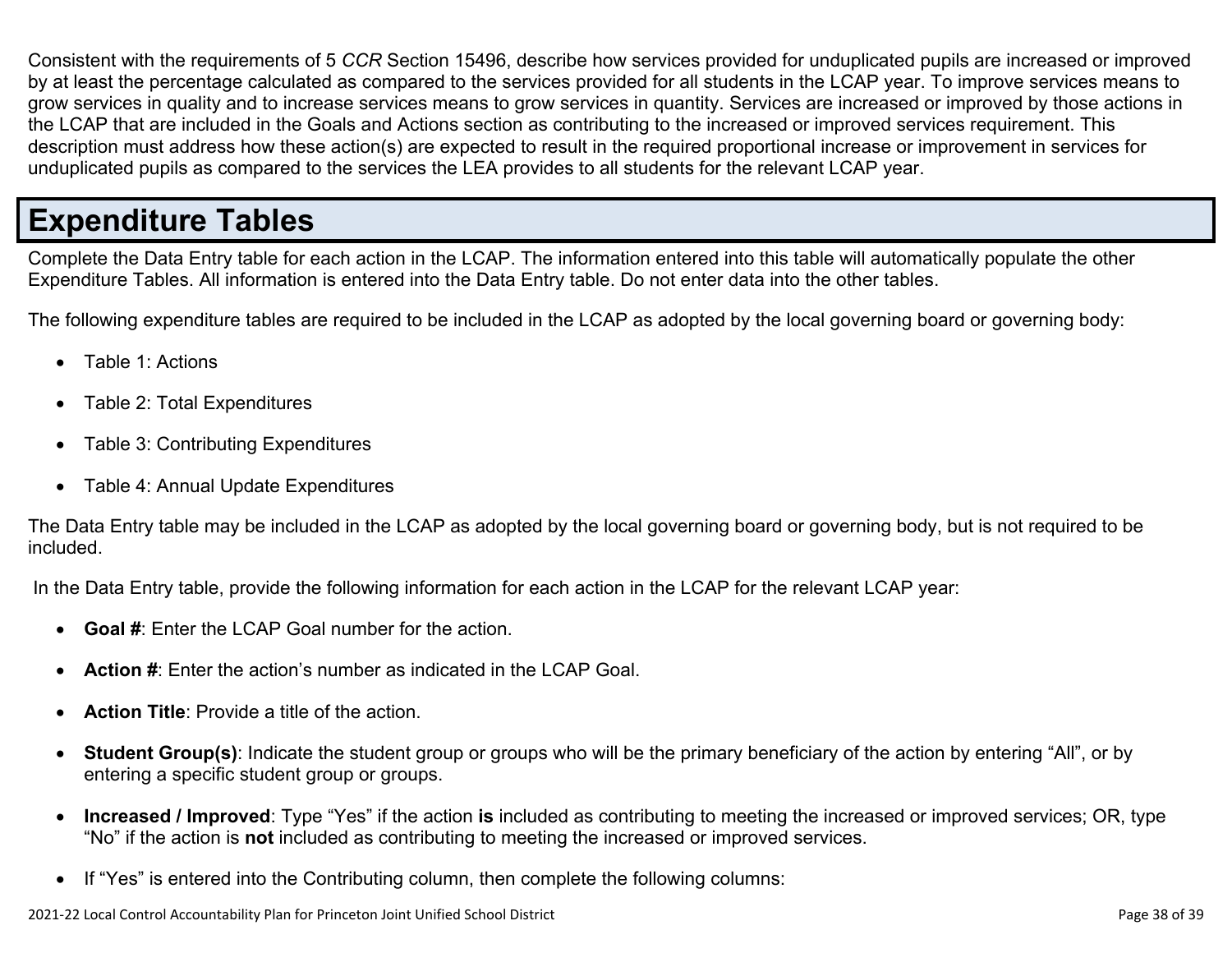Consistent with the requirements of 5 *CCR* Section 15496, describe how services provided for unduplicated pupils are increased or improved by at least the percentage calculated as compared to the services provided for all students in the LCAP year. To improve services means to grow services in quality and to increase services means to grow services in quantity. Services are increased or improved by those actions in the LCAP that are included in the Goals and Actions section as contributing to the increased or improved services requirement. This description must address how these action(s) are expected to result in the required proportional increase or improvement in services for unduplicated pupils as compared to the services the LEA provides to all students for the relevant LCAP year.

# Expenditure Tables

Complete the Data Entry table for each action in the LCAP. The information entered into this table will automatically populate the other Expenditure Tables. All information is entered into the Data Entry table. Do not enter data into the other tables.

The following expenditure tables are required to be included in the LCAP as adopted by the local governing board or governing body:

- Table 1: Actions
- Table 2: Total Expenditures
- Table 3: Contributing Expenditures
- Table 4: Annual Update Expenditures

The Data Entry table may be included in the LCAP as adopted by the local governing board or governing body, but is not required to be included.

In the Data Entry table, provide the following information for each action in the LCAP for the relevant LCAP year:

- **Goal #**: Enter the LCAP Goal number for the action.
- **Action #**: Enter the action's number as indicated in the LCAP Goal.
- **Action Title**: Provide a title of the action.
- **Student Group(s)**: Indicate the student group or groups who will be the primary beneficiary of the action by entering "All", or by entering a specific student group or groups.
- **Increased / Improved**: Type "Yes" if the action **is** included as contributing to meeting the increased or improved services; OR, type "No" if the action is **not** included as contributing to meeting the increased or improved services.
- If "Yes" is entered into the Contributing column, then complete the following columns: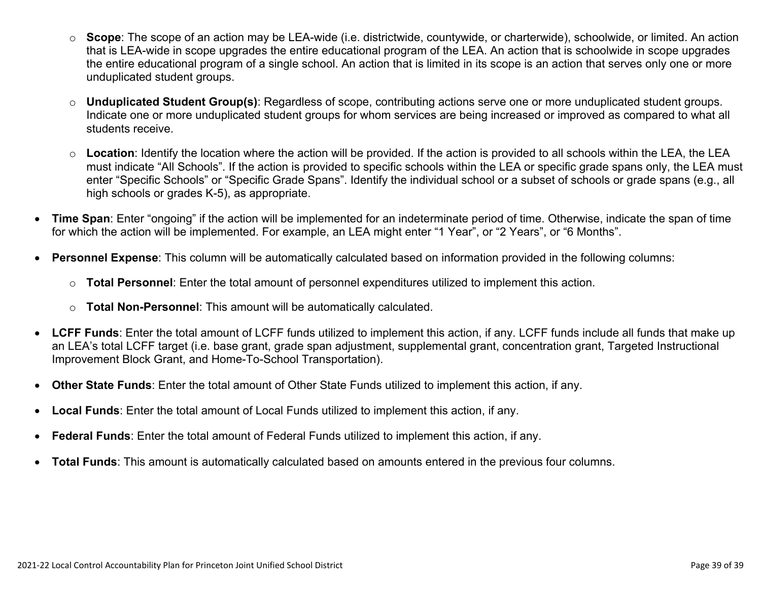- **Scope**: The scope of an action may be LEA-wide (i.e. districtwide, countywide, or charterwide), schoolwide, or limited. An action that is LEA-wide in scope upgrades the entire educational program of the LEA. An action that is schoolwide in scope upgrades the entire educational program of a single school. An action that is limited in its scope is an action that serves only one or more unduplicated student groups.
  - **Unduplicated Student Group(s)**: Regardless of scope, contributing actions serve one or more unduplicated student groups. Indicate one or more unduplicated student groups for whom services are being increased or improved as compared to what all students receive.
  - **Location**: Identify the location where the action will be provided. If the action is provided to all schools within the LEA, the LEA must indicate "All Schools". If the action is provided to specific schools within the LEA or specific grade spans only, the LEA must enter "Specific Schools" or "Specific Grade Spans". Identify the individual school or a subset of schools or grade spans (e.g., all high schools or grades K-5), as appropriate.

- **Time Span**: Enter "ongoing" if the action will be implemented for an indeterminate period of time. Otherwise, indicate the span of time for which the action will be implemented. For example, an LEA might enter "1 Year", or "2 Years", or "6 Months".

- **Personnel Expense**: This column will be automatically calculated based on information provided in the following columns:
  - **Total Personnel**: Enter the total amount of personnel expenditures utilized to implement this action.
  - **Total Non-Personnel**: This amount will be automatically calculated.

- **LCFF Funds**: Enter the total amount of LCFF funds utilized to implement this action, if any. LCFF funds include all funds that make up an LEA's total LCFF target (i.e. base grant, grade span adjustment, supplemental grant, concentration grant, Targeted Instructional Improvement Block Grant, and Home-To-School Transportation).

- **Other State Funds**: Enter the total amount of Other State Funds utilized to implement this action, if any.

- **Local Funds**: Enter the total amount of Local Funds utilized to implement this action, if any.

- **Federal Funds**: Enter the total amount of Federal Funds utilized to implement this action, if any.

- **Total Funds**: This amount is automatically calculated based on amounts entered in the previous four columns.